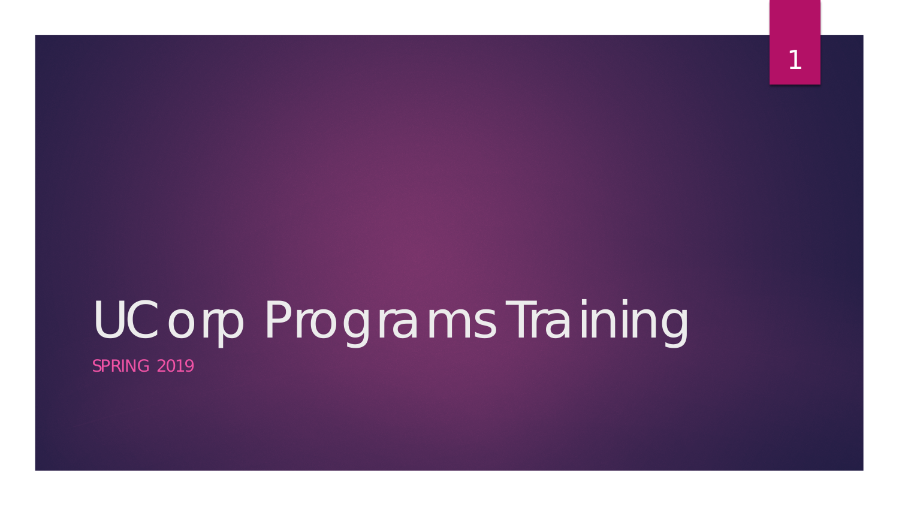# UCorp Programs Training

SPRING 2019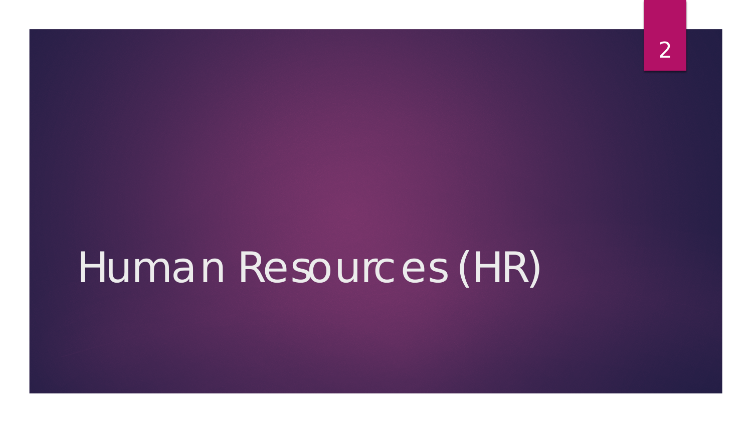# Human Resources (HR)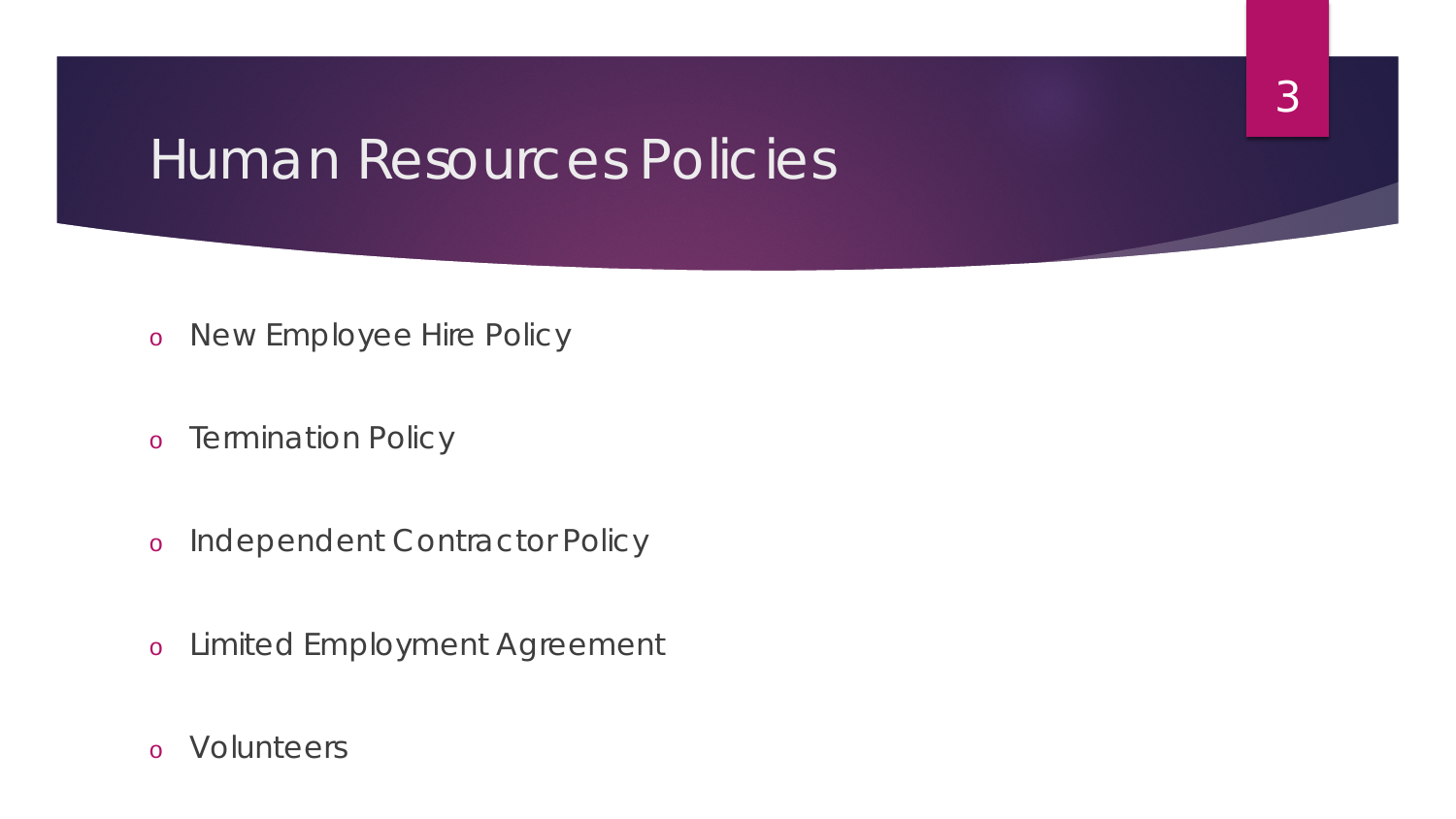# Human Resources Policies

- New Employee Hire Policy
- Termination Policy
- Independent Contractor Policy
- Limited Employment Agreement
- Volunteers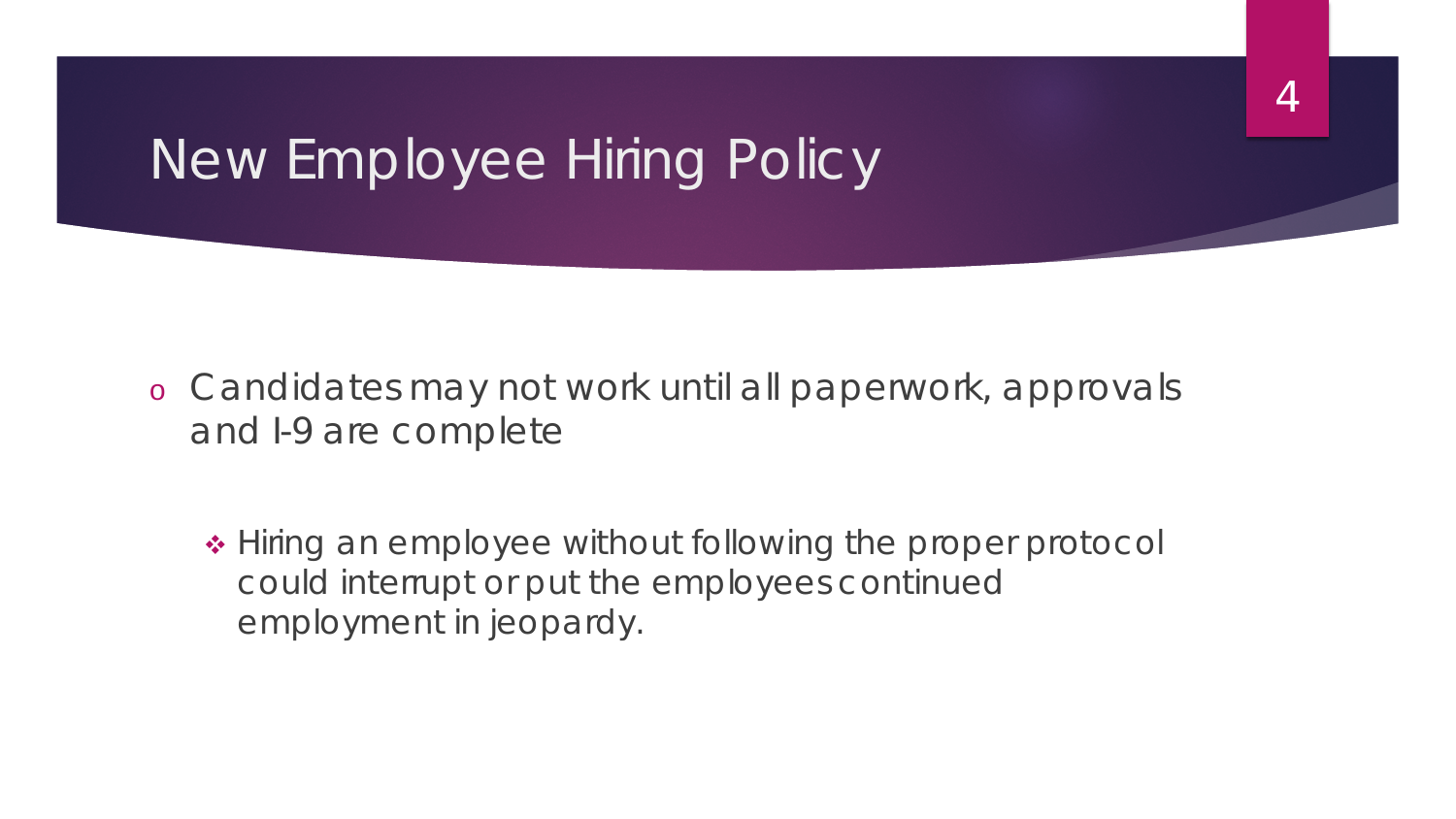# New Employee Hiring Policy

- Candidates may not work until all paperwork, approvals and I-9 are complete

  - Hiring an employee without following the proper protocol could interrupt or put the employees continued employment in jeopardy.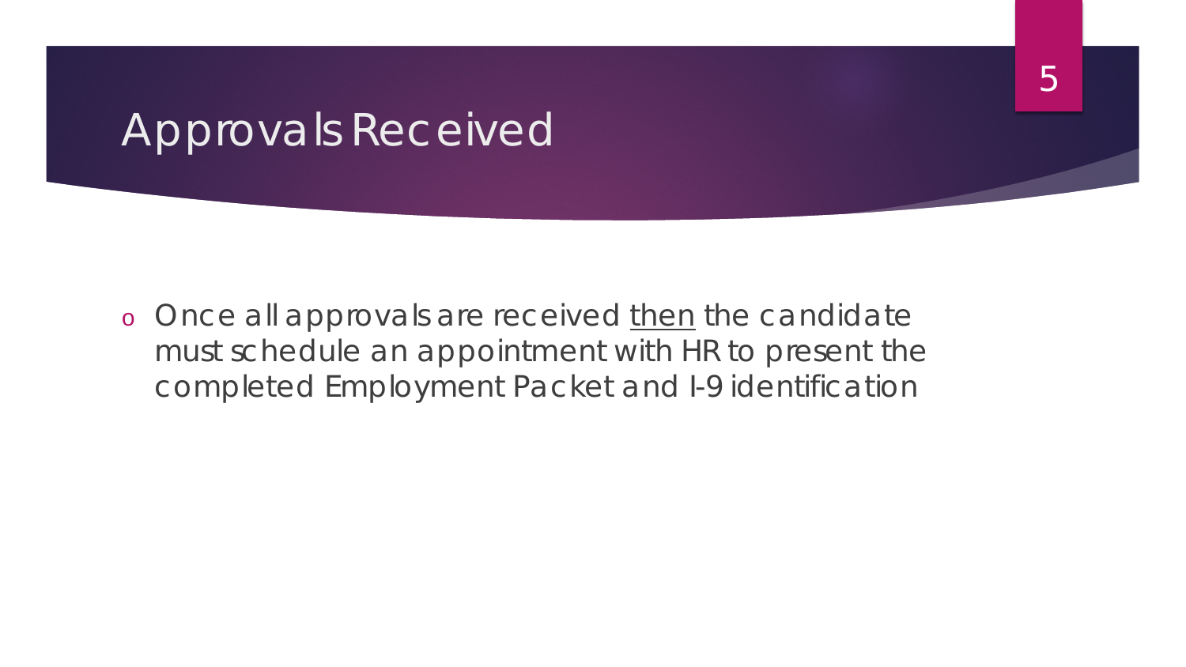# Approvals Received

- Once all approvals are received <u>then</u> the candidate must schedule an appointment with HR to present the completed Employment Packet and I-9 identification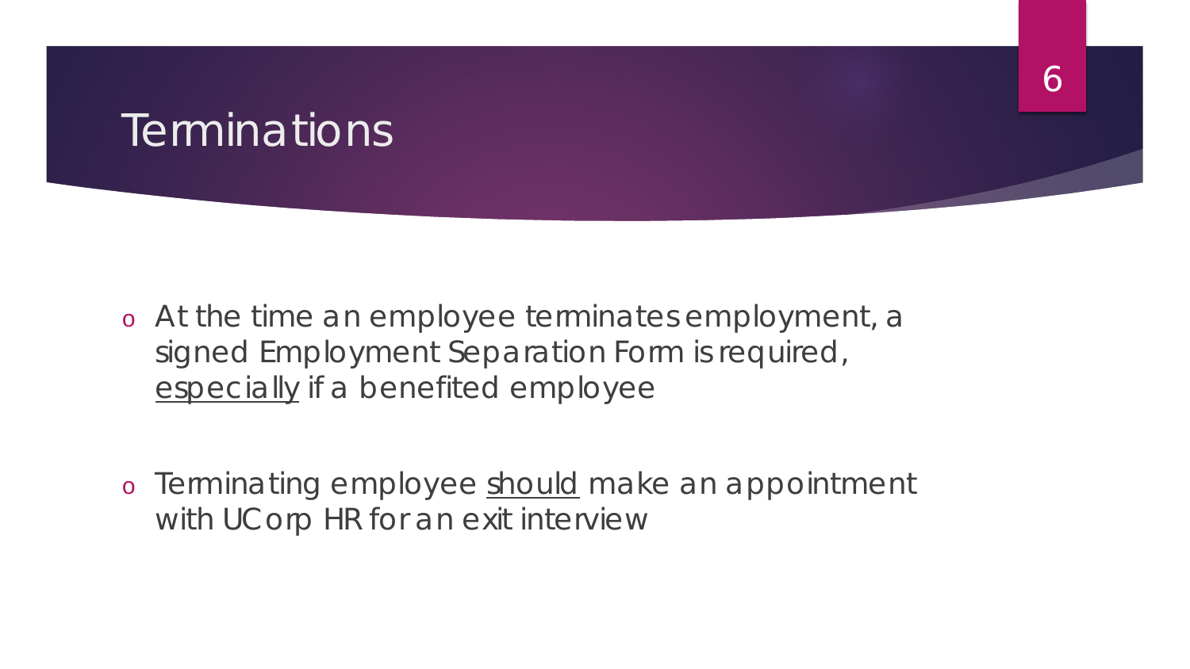# Terminations

- At the time an employee terminates employment, a signed Employment Separation Form is required, <u>especially</u> if a benefited employee

- Terminating employee <u>should</u> make an appointment with UCorp HR for an exit interview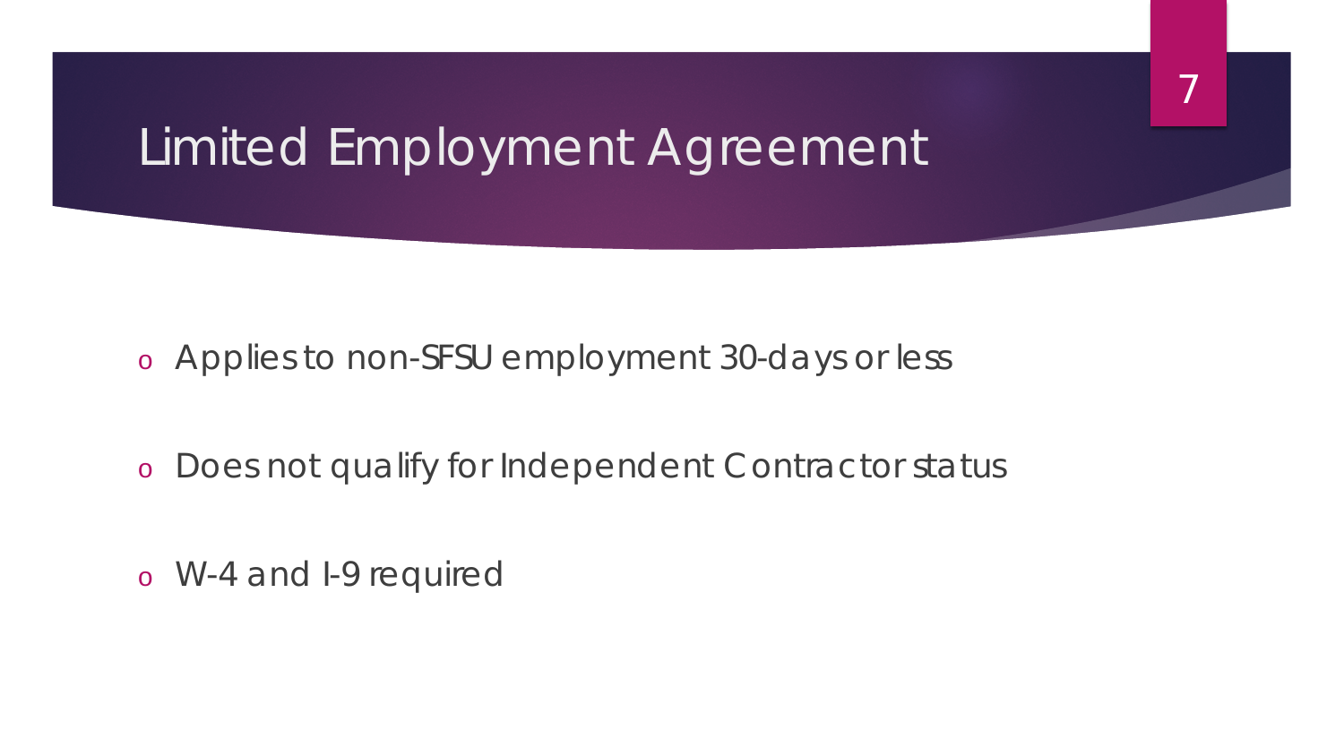# Limited Employment Agreement

- Applies to non-SFSU employment 30-days or less
- Does not qualify for Independent Contractor status
- W-4 and I-9 required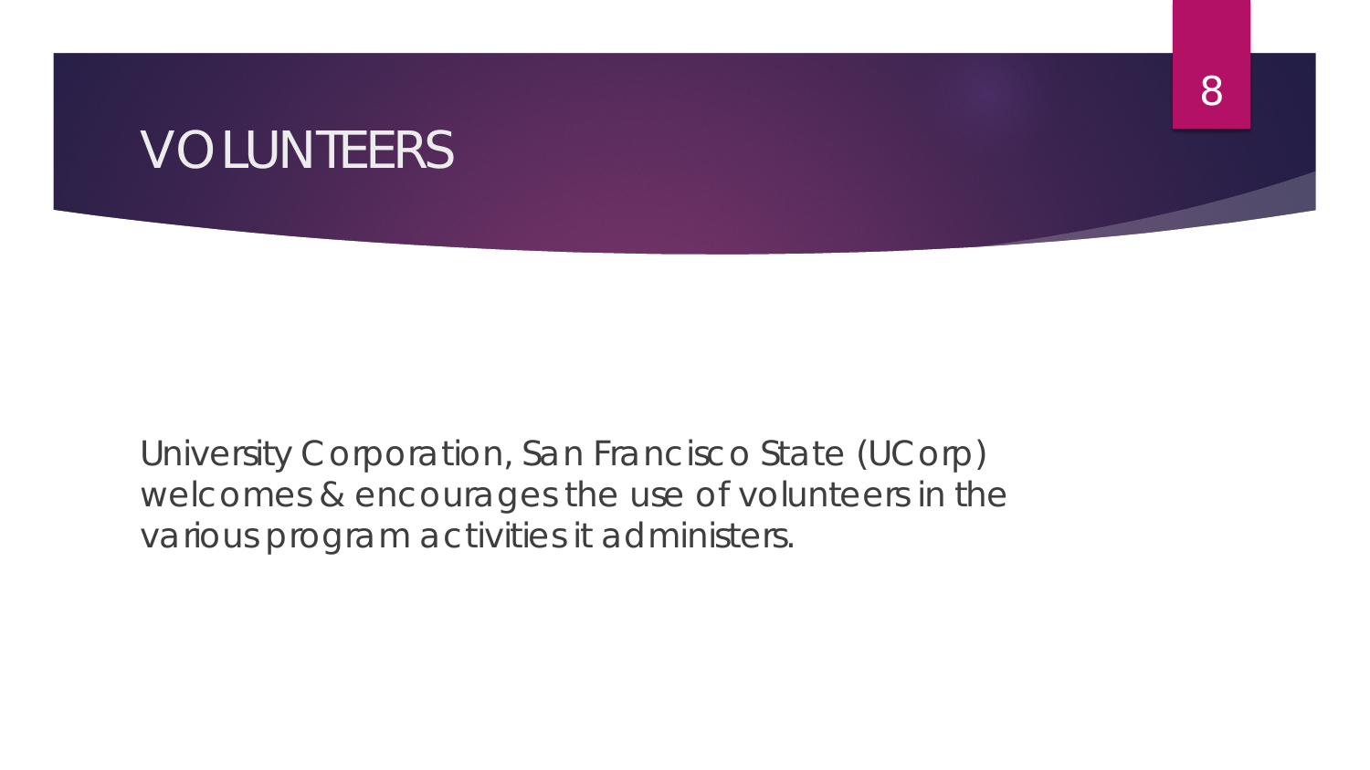# VOLUNTEERS

University Corporation, San Francisco State (UCorp) welcomes & encourages the use of volunteers in the various program activities it administers.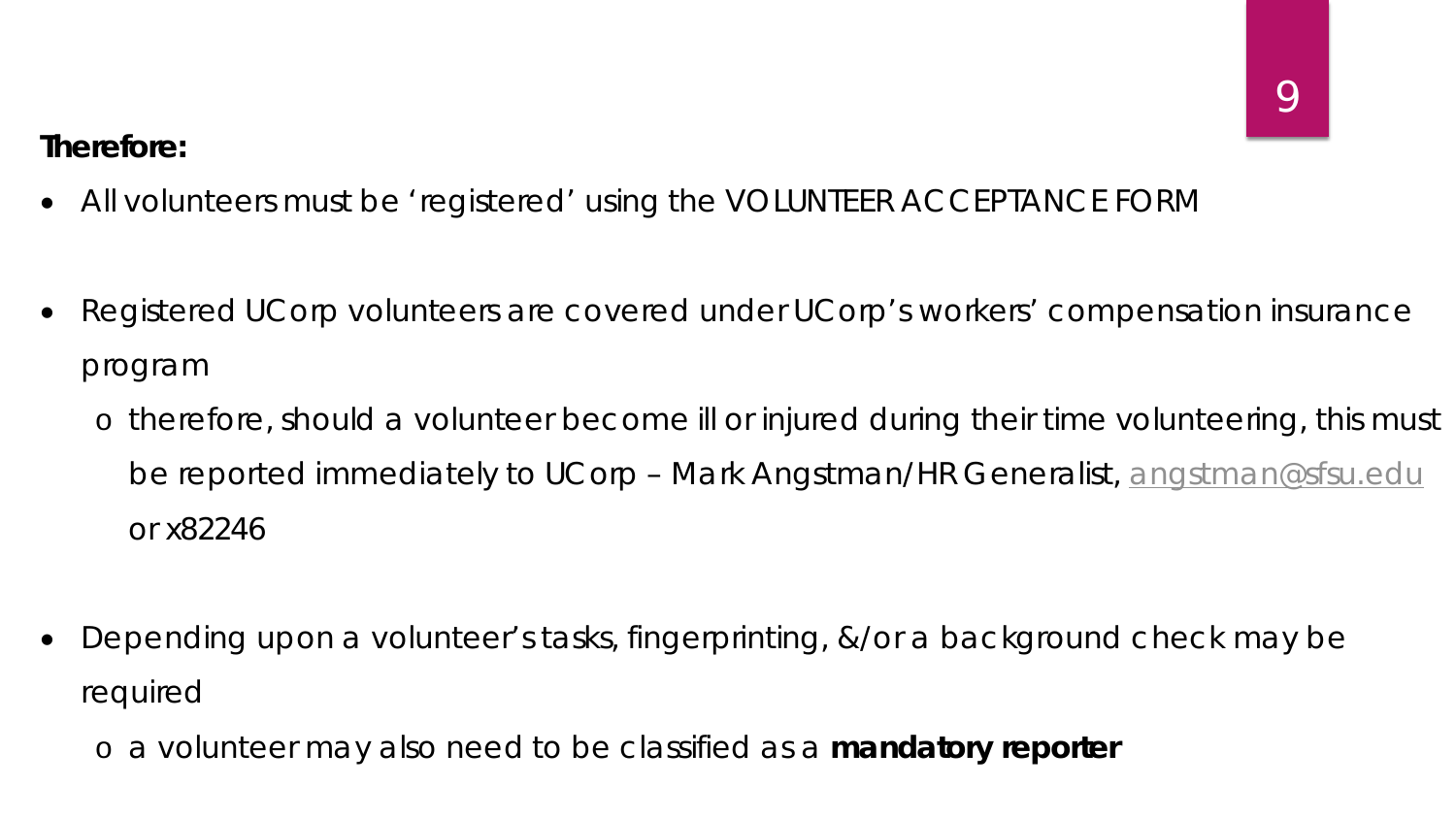**Therefore:**

- All volunteers must be 'registered' using the VOLUNTEER ACCEPTANCE FORM

- Registered UCorp volunteers are covered under UCorp's workers' compensation insurance program
  - therefore, should a volunteer become ill or injured during their time volunteering, this must be reported immediately to UCorp – Mark Angstman/HR Generalist, angstman@sfsu.edu or x82246

- Depending upon a volunteer's tasks, fingerprinting, &/or a background check may be required
  - a volunteer may also need to be classified as a **mandatory reporter**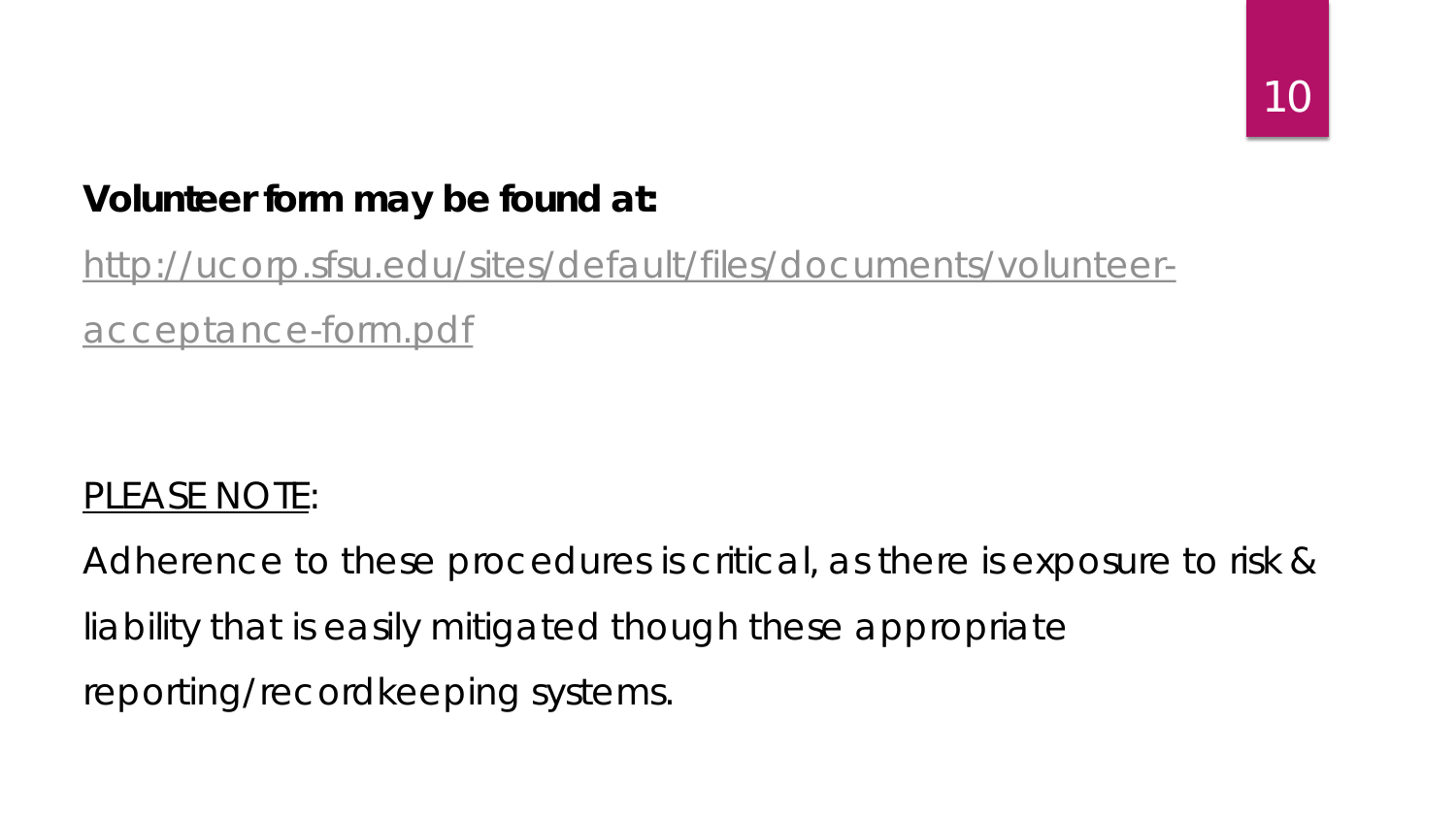**Volunteer form may be found at:**

http://ucorp.sfsu.edu/sites/default/files/documents/volunteer-acceptance-form.pdf

PLEASE NOTE:

Adherence to these procedures is critical, as there is exposure to risk & liability that is easily mitigated though these appropriate reporting/recordkeeping systems.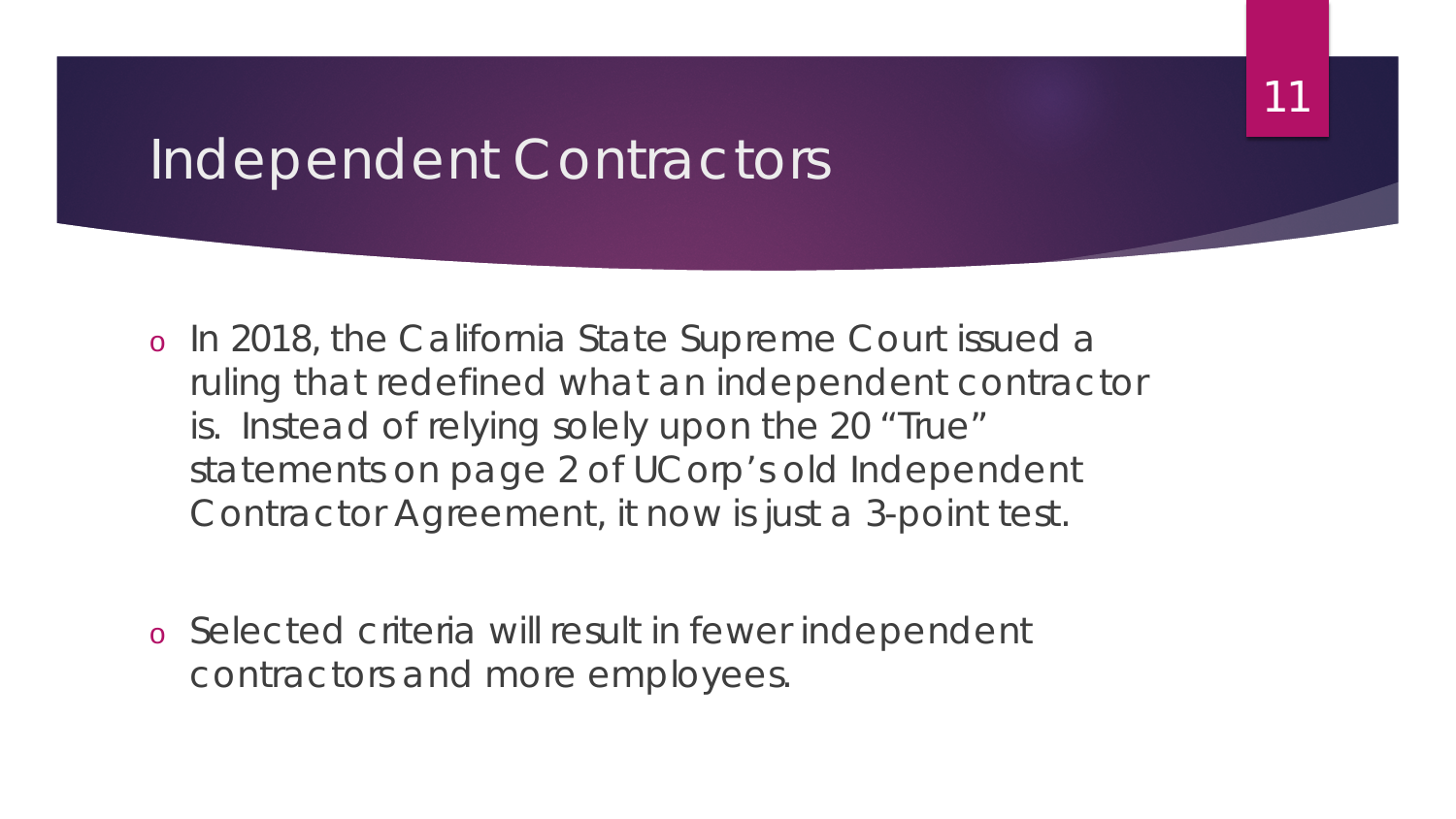# Independent Contractors

- In 2018, the California State Supreme Court issued a ruling that redefined what an independent contractor is. Instead of relying solely upon the 20 "True" statements on page 2 of UCorp's old Independent Contractor Agreement, it now is just a 3-point test.

- Selected criteria will result in fewer independent contractors and more employees.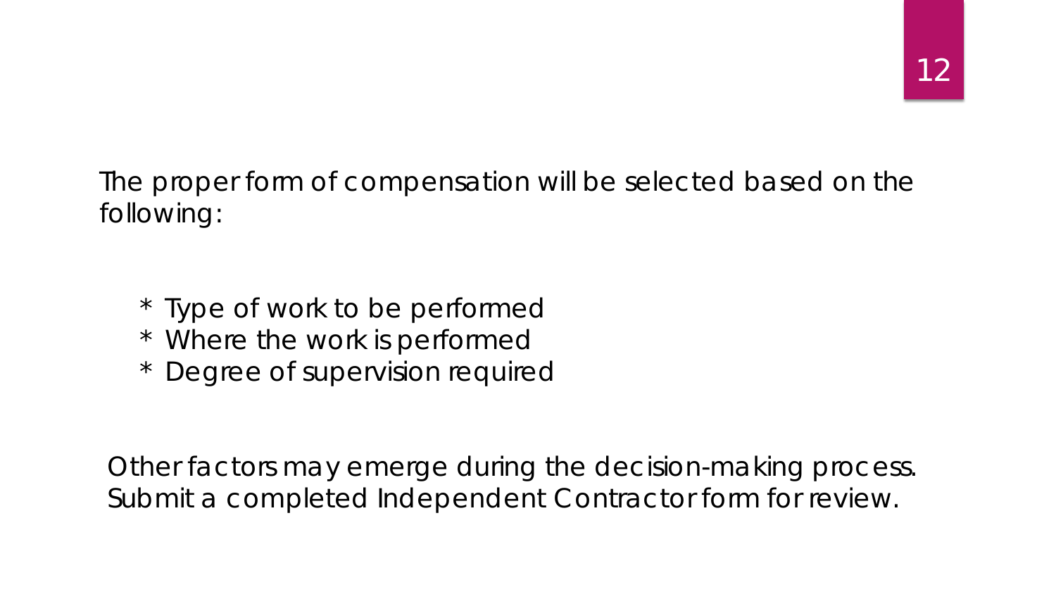The proper form of compensation will be selected based on the following:

* Type of work to be performed
* Where the work is performed
* Degree of supervision required

Other factors may emerge during the decision-making process. Submit a completed Independent Contractor form for review.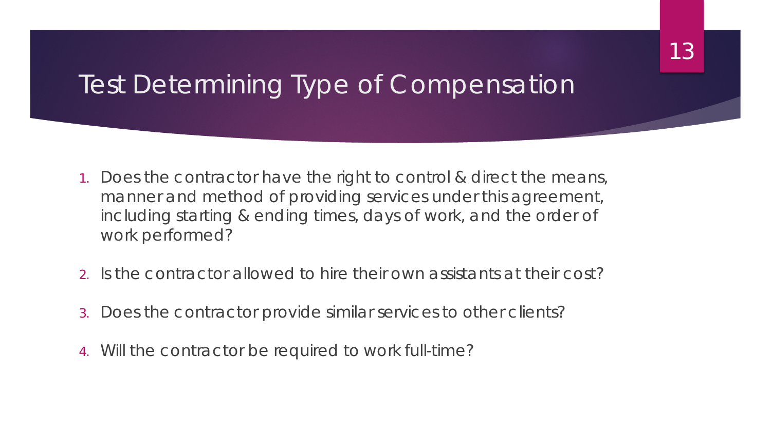# Test Determining Type of Compensation

1. Does the contractor have the right to control & direct the means, manner and method of providing services under this agreement, including starting & ending times, days of work, and the order of work performed?
2. Is the contractor allowed to hire their own assistants at their cost?
3. Does the contractor provide similar services to other clients?
4. Will the contractor be required to work full-time?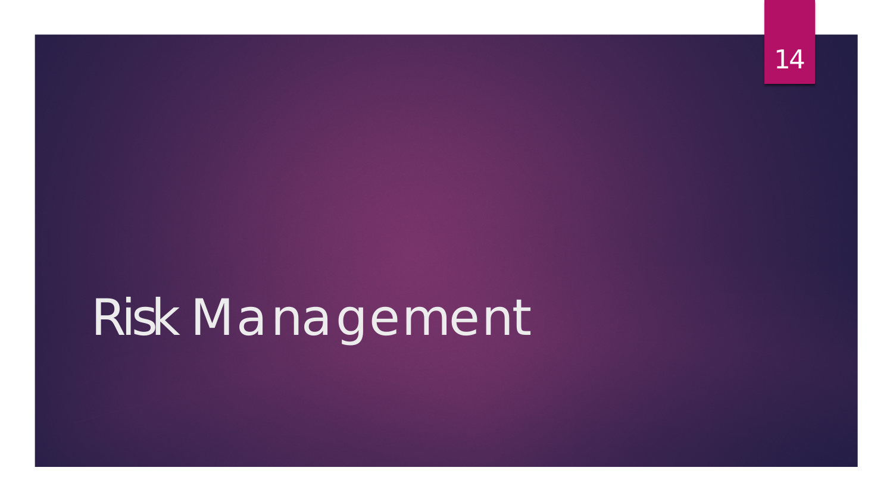# Risk Management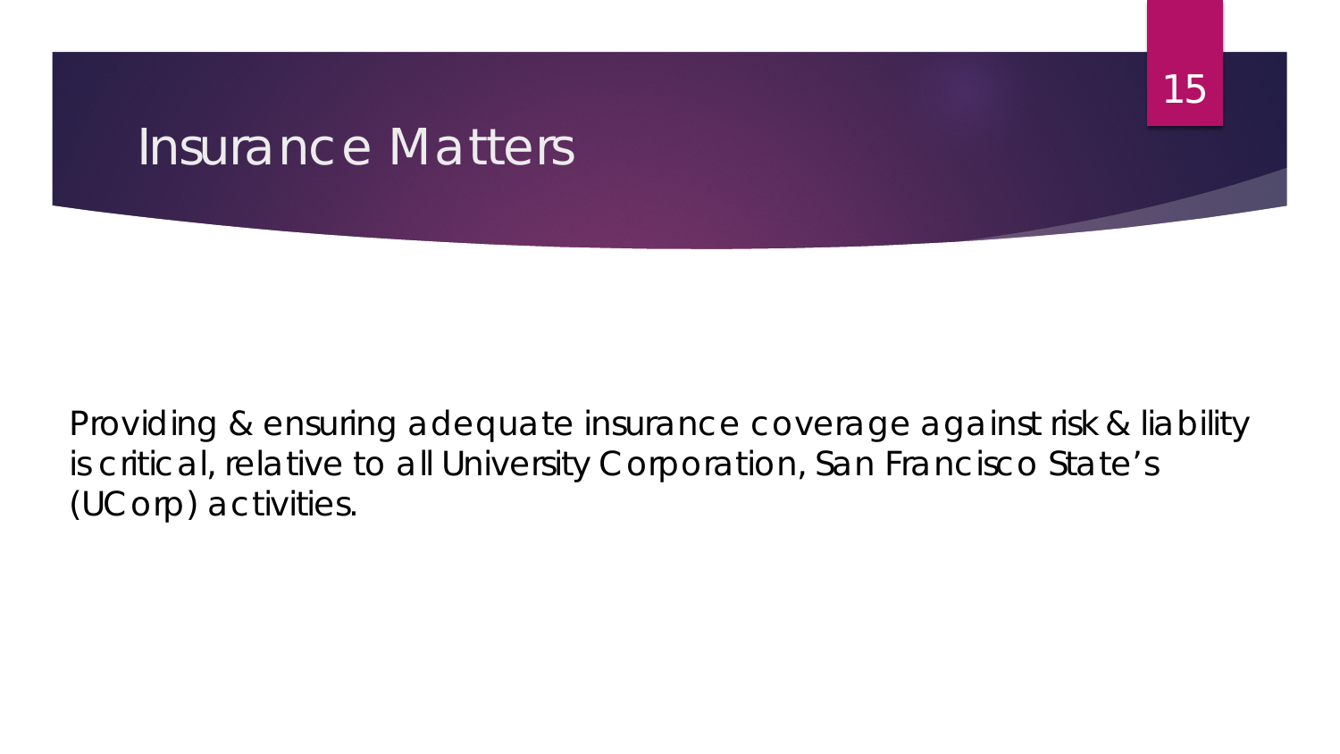# Insurance Matters

Providing & ensuring adequate insurance coverage against risk & liability is critical, relative to all University Corporation, San Francisco State's (UCorp) activities.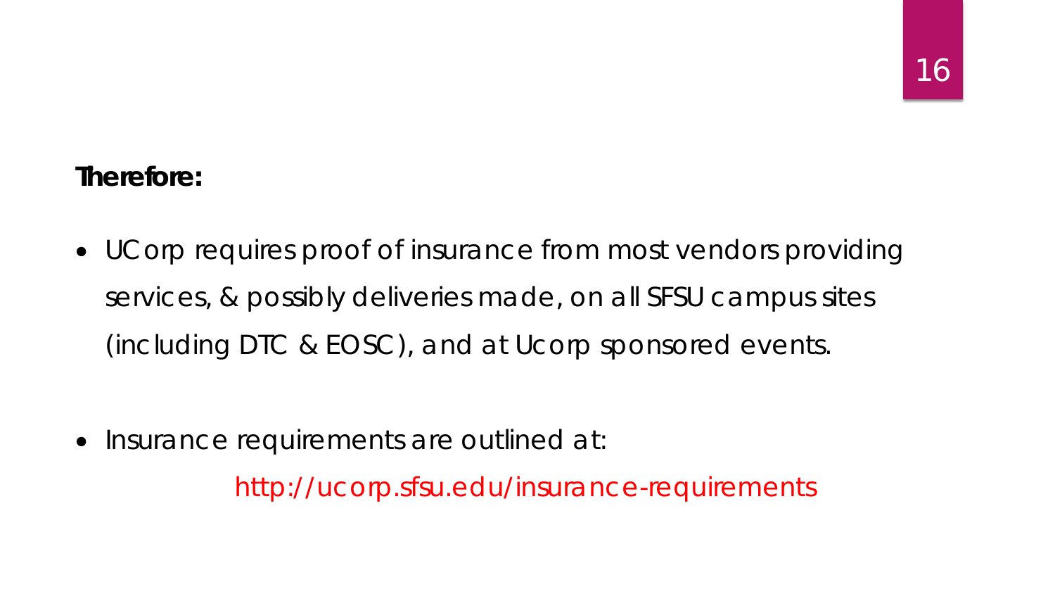**Therefore:**

- UCorp requires proof of insurance from most vendors providing services, & possibly deliveries made, on all SFSU campus sites (including DTC & EOSC), and at Ucorp sponsored events.

- Insurance requirements are outlined at:

  http://ucorp.sfsu.edu/insurance-requirements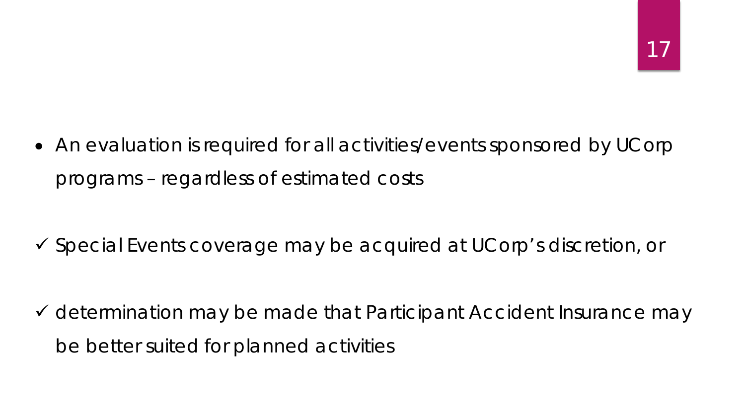- An evaluation is required for all activities/events sponsored by UCorp programs – regardless of estimated costs

- ✓ Special Events coverage may be acquired at UCorp's discretion, or

- ✓ determination may be made that Participant Accident Insurance may be better suited for planned activities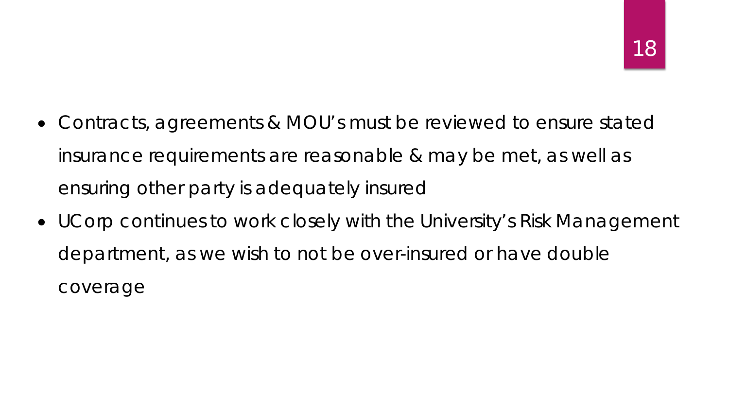- Contracts, agreements & MOU's must be reviewed to ensure stated insurance requirements are reasonable & may be met, as well as ensuring other party is adequately insured
- UCorp continues to work closely with the University's Risk Management department, as we wish to not be over-insured or have double coverage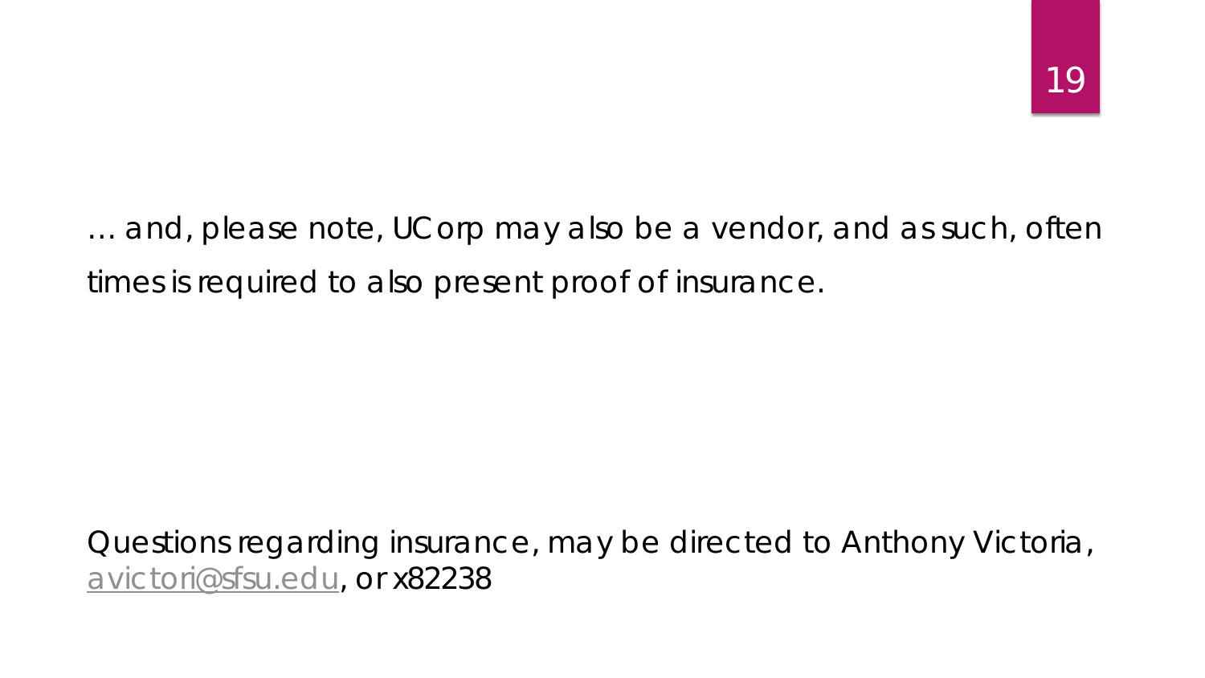… and, please note, UCorp may also be a vendor, and as such, often times is required to also present proof of insurance.

Questions regarding insurance, may be directed to Anthony Victoria, [avictori@sfsu.edu](mailto:avictori@sfsu.edu), or x82238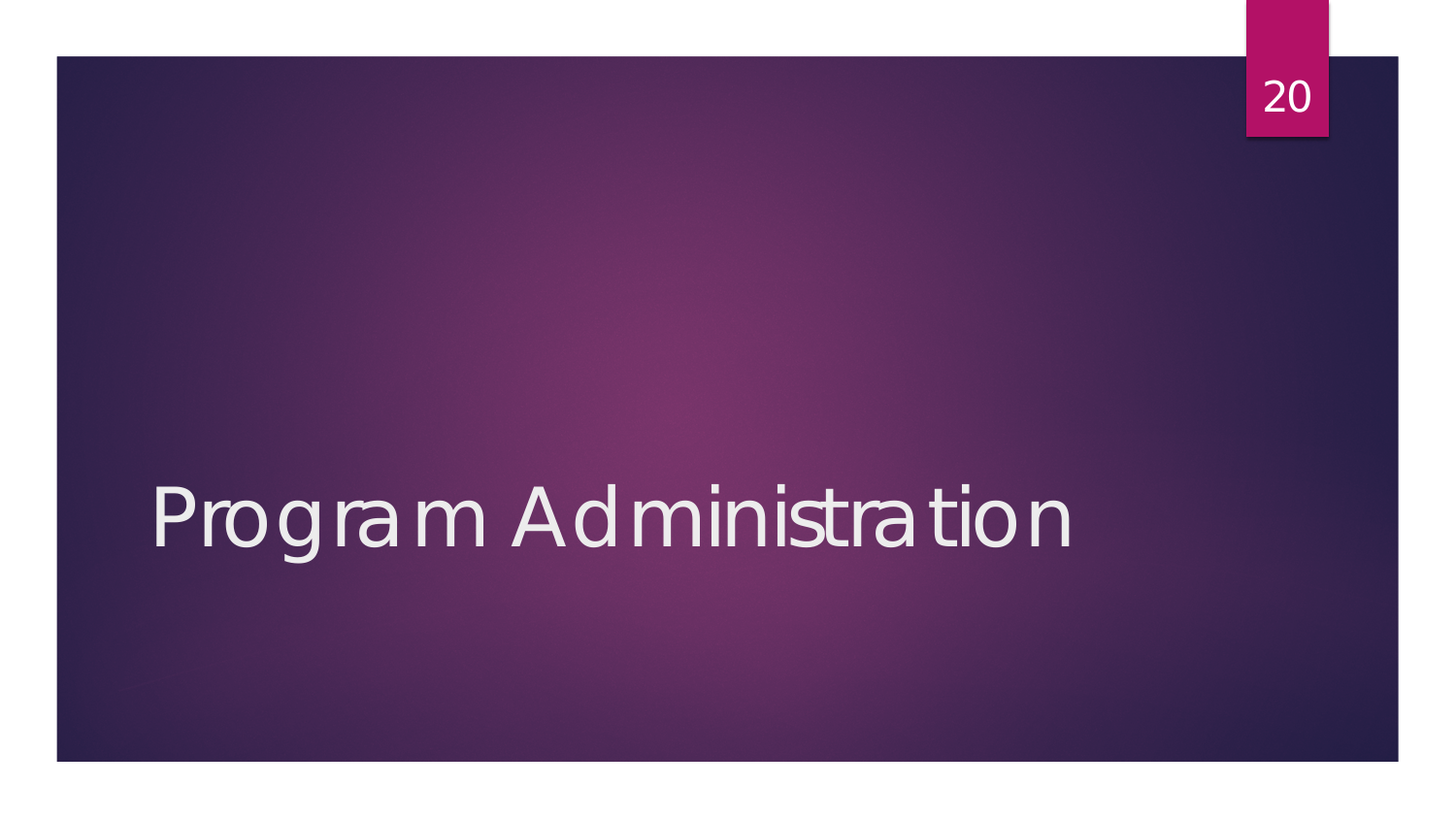# Program Administration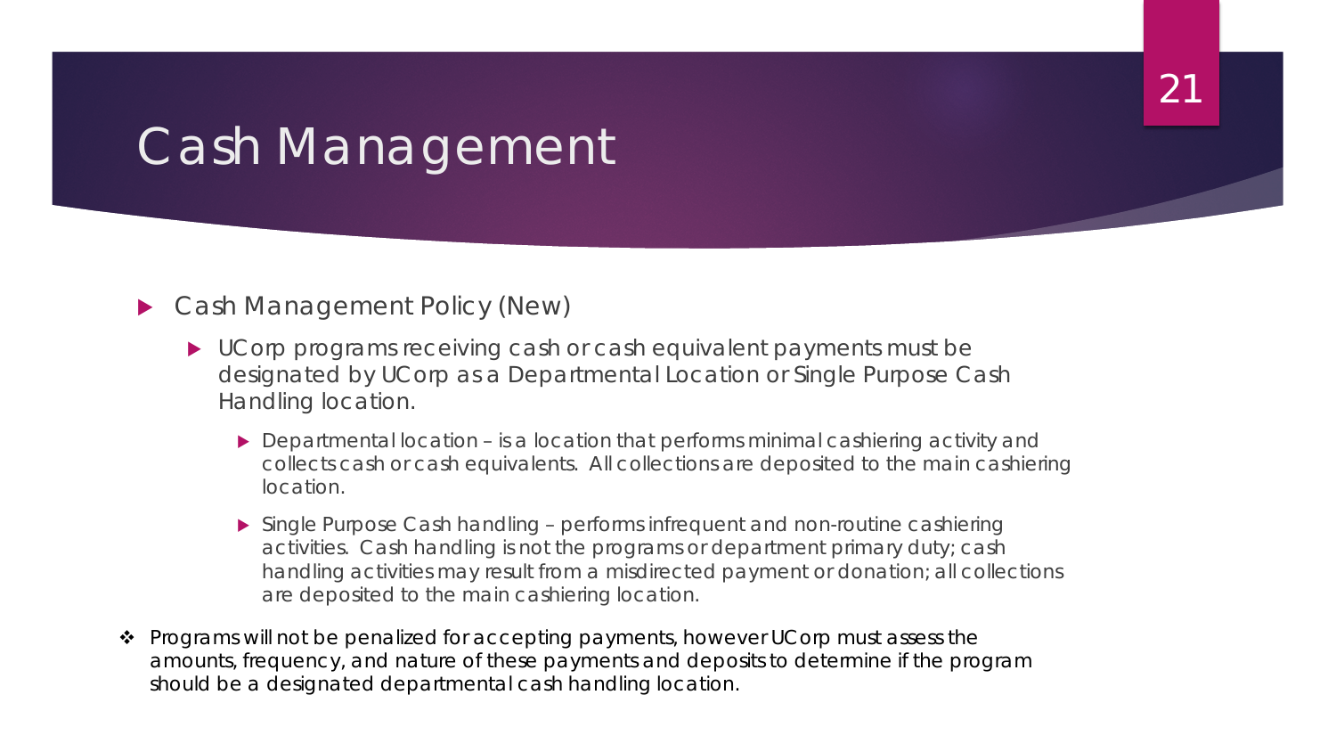# Cash Management

- Cash Management Policy (New)
  - UCorp programs receiving cash or cash equivalent payments must be designated by UCorp as a Departmental Location or Single Purpose Cash Handling location.
    - Departmental location – is a location that performs minimal cashiering activity and collects cash or cash equivalents. All collections are deposited to the main cashiering location.
    - Single Purpose Cash handling – performs infrequent and non-routine cashiering activities. Cash handling is not the programs or department primary duty; cash handling activities may result from a misdirected payment or donation; all collections are deposited to the main cashiering location.

- Programs will not be penalized for accepting payments, however UCorp must assess the amounts, frequency, and nature of these payments and deposits to determine if the program should be a designated departmental cash handling location.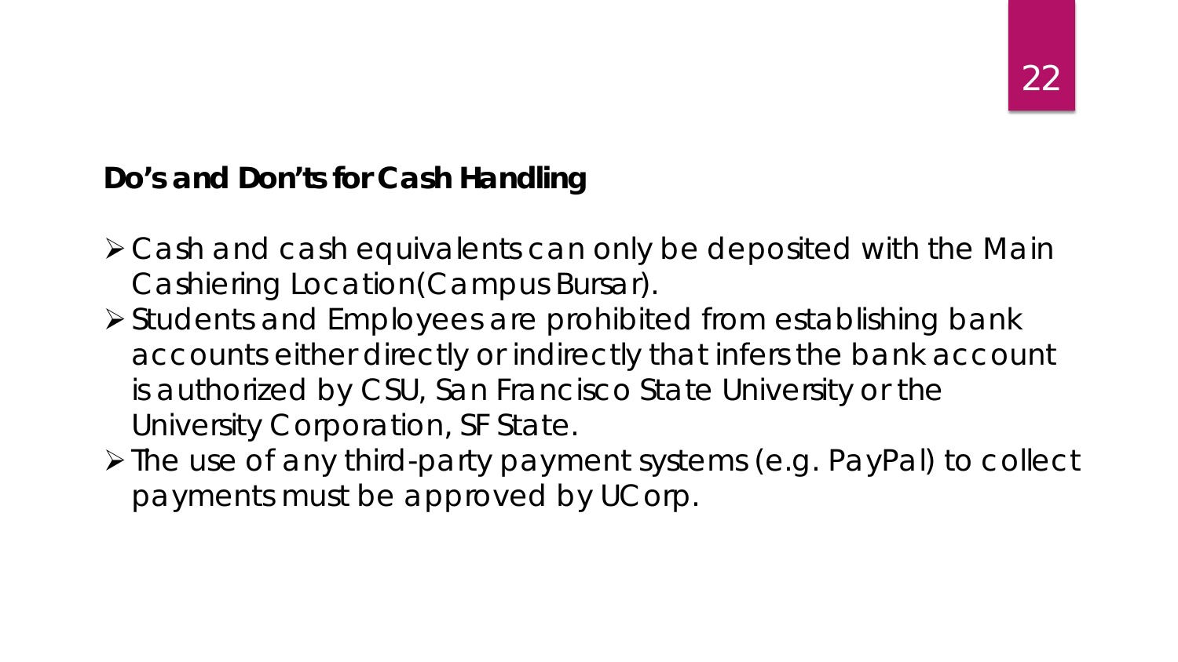## Do's and Don'ts for Cash Handling

- Cash and cash equivalents can only be deposited with the Main Cashiering Location(Campus Bursar).
- Students and Employees are prohibited from establishing bank accounts either directly or indirectly that infers the bank account is authorized by CSU, San Francisco State University or the University Corporation, SF State.
- The use of any third-party payment systems (e.g. PayPal) to collect payments must be approved by UCorp.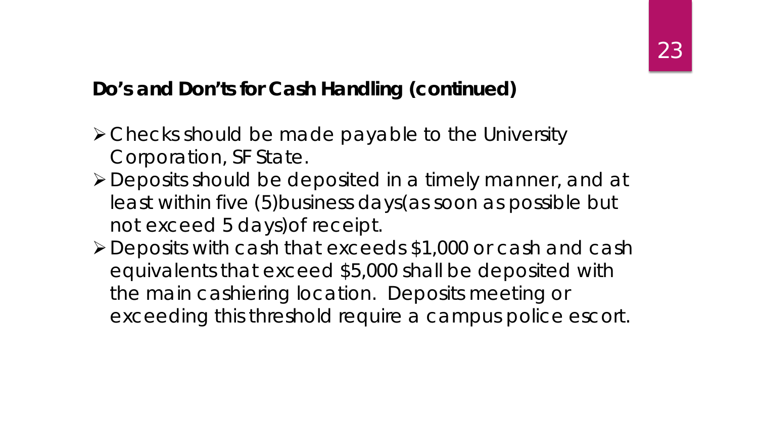## Do's and Don'ts for Cash Handling (continued)

- Checks should be made payable to the University Corporation, SF State.
- Deposits should be deposited in a timely manner, and at least within five (5)business days(as soon as possible but not exceed 5 days)of receipt.
- Deposits with cash that exceeds $1,000 or cash and cash equivalents that exceed $5,000 shall be deposited with the main cashiering location. Deposits meeting or exceeding this threshold require a campus police escort.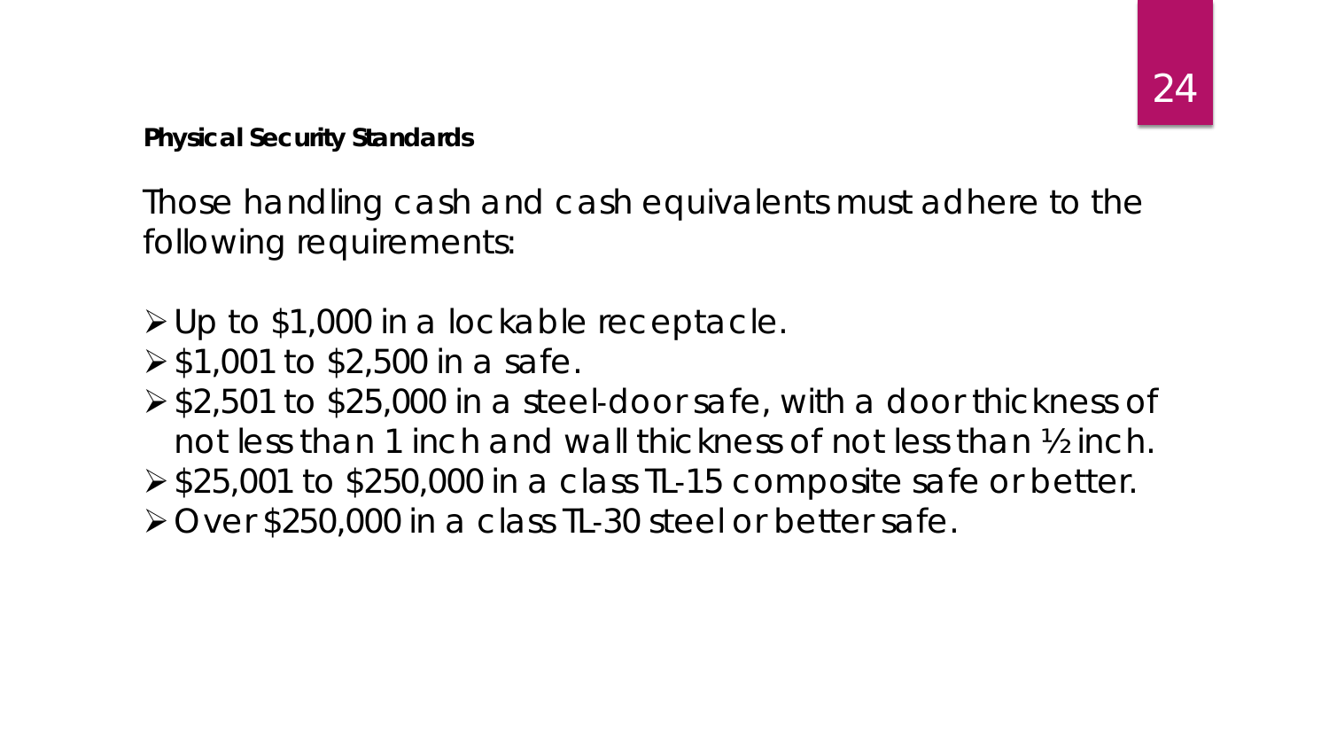**Physical Security Standards**

Those handling cash and cash equivalents must adhere to the following requirements:

- Up to $1,000 in a lockable receptacle.
- $1,001 to $2,500 in a safe.
- $2,501 to $25,000 in a steel-door safe, with a door thickness of not less than 1 inch and wall thickness of not less than ½ inch.
- $25,001 to $250,000 in a class TL-15 composite safe or better.
- Over $250,000 in a class TL-30 steel or better safe.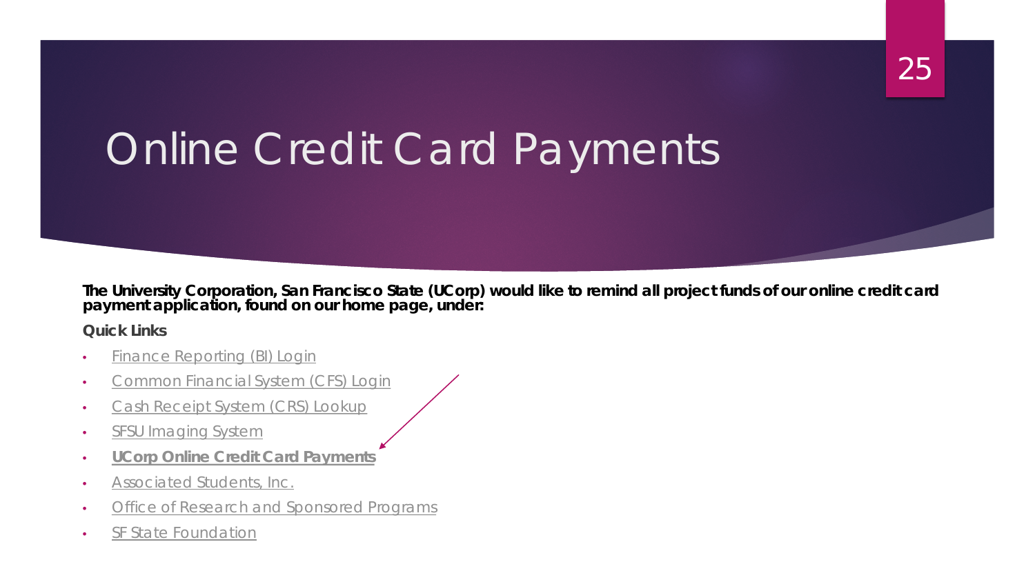# Online Credit Card Payments

**The University Corporation, San Francisco State (UCorp) would like to remind all project funds of our online credit card payment application, found on our home page, under:**

**Quick Links**

- Finance Reporting (BI) Login
- Common Financial System (CFS) Login
- Cash Receipt System (CRS) Lookup
- SFSU Imaging System
- **UCorp Online Credit Card Payments**
- Associated Students, Inc.
- Office of Research and Sponsored Programs
- SF State Foundation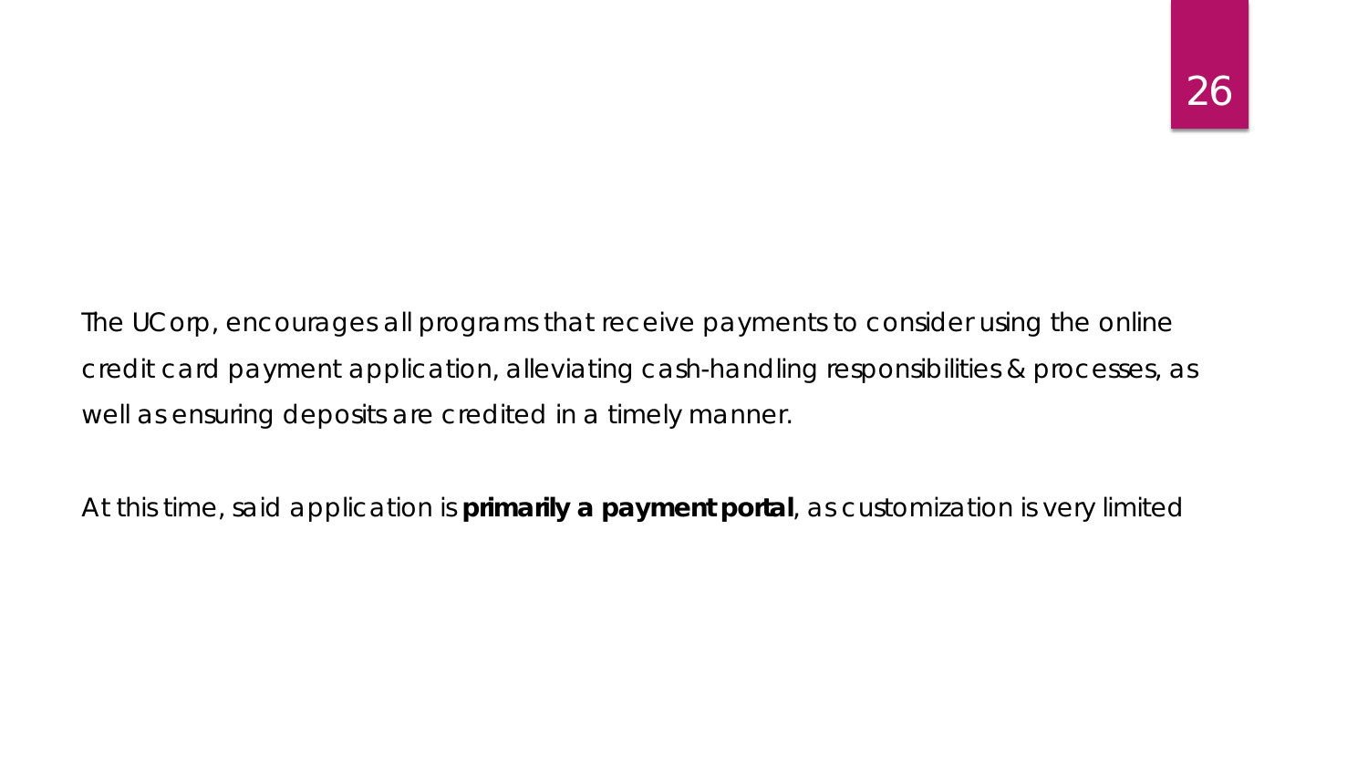The UCorp, encourages all programs that receive payments to consider using the online credit card payment application, alleviating cash-handling responsibilities & processes, as well as ensuring deposits are credited in a timely manner.

At this time, said application is **primarily a payment portal**, as customization is very limited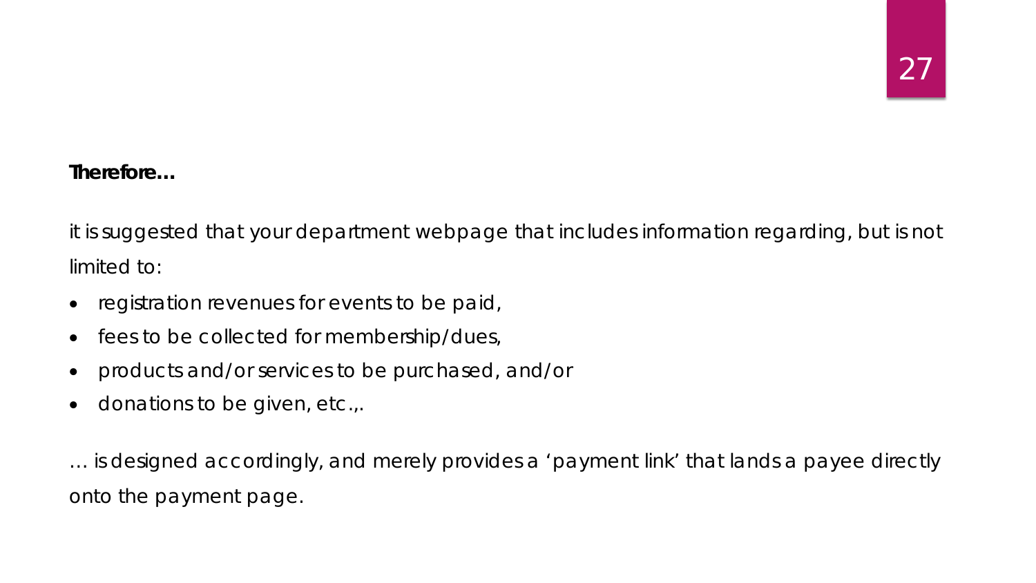**Therefore…**

it is suggested that your department webpage that includes information regarding, but is not limited to:

- registration revenues for events to be paid,
- fees to be collected for membership/dues,
- products and/or services to be purchased, and/or
- donations to be given, etc.,.

… is designed accordingly, and merely provides a 'payment link' that lands a payee directly onto the payment page.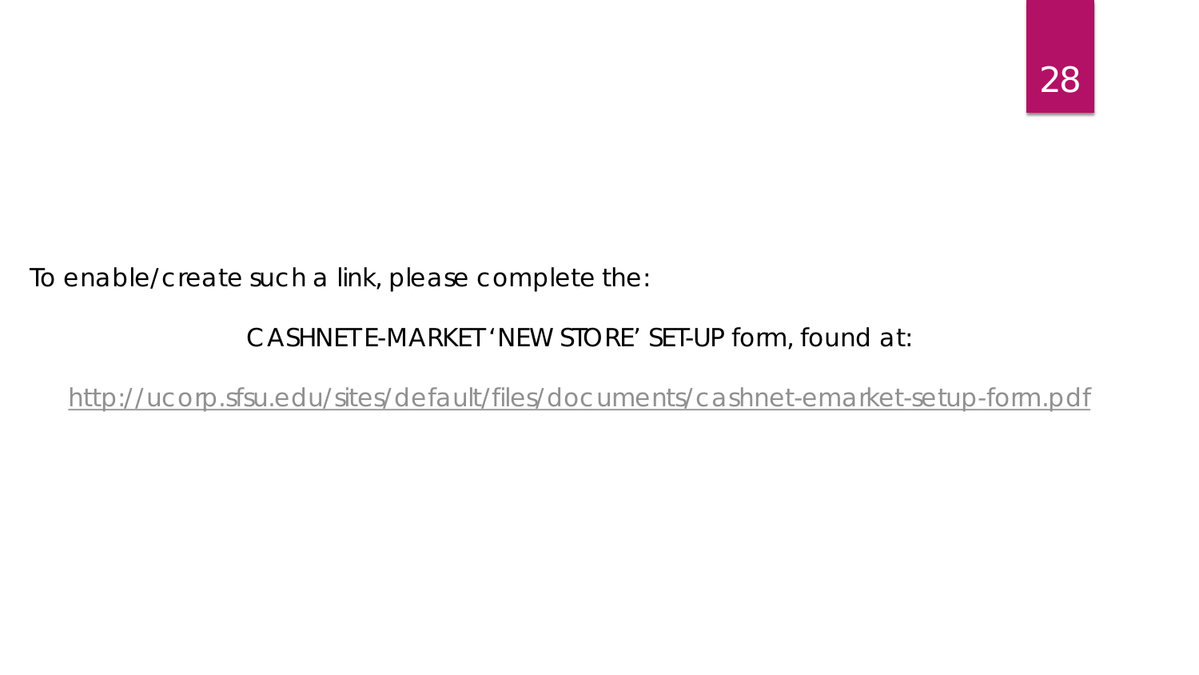To enable/create such a link, please complete the:

CASHNET E-MARKET 'NEW STORE' SET-UP form, found at:

http://ucorp.sfsu.edu/sites/default/files/documents/cashnet-emarket-setup-form.pdf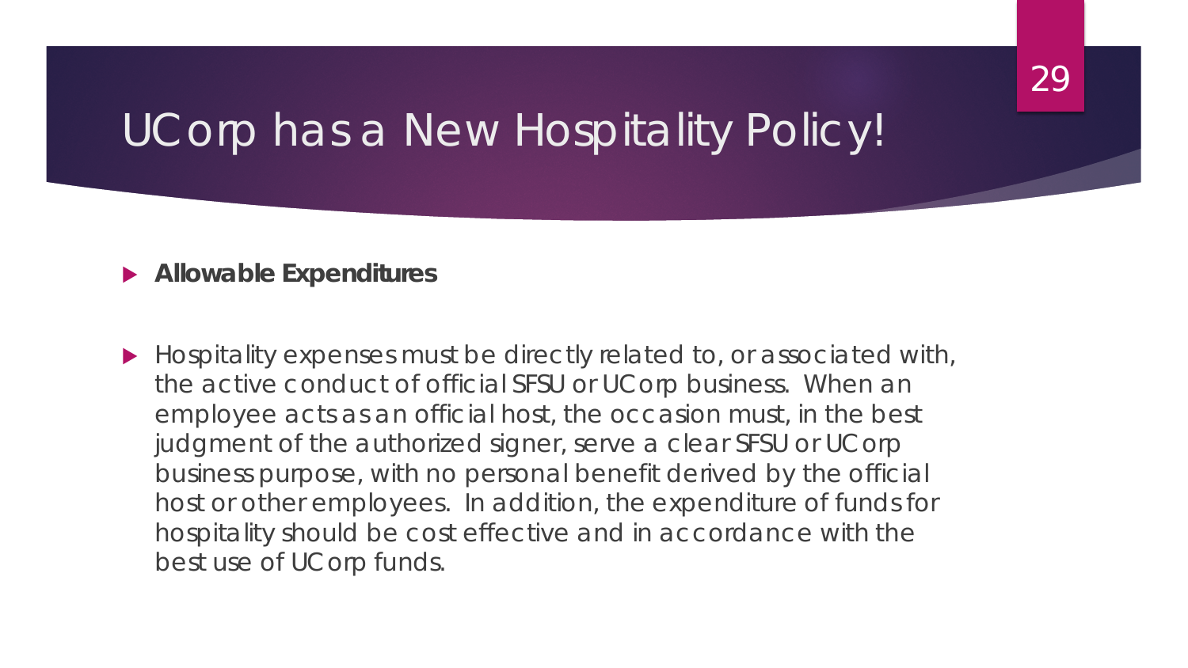# UCorp has a New Hospitality Policy!

- **Allowable Expenditures**

- Hospitality expenses must be directly related to, or associated with, the active conduct of official SFSU or UCorp business. When an employee acts as an official host, the occasion must, in the best judgment of the authorized signer, serve a clear SFSU or UCorp business purpose, with no personal benefit derived by the official host or other employees. In addition, the expenditure of funds for hospitality should be cost effective and in accordance with the best use of UCorp funds.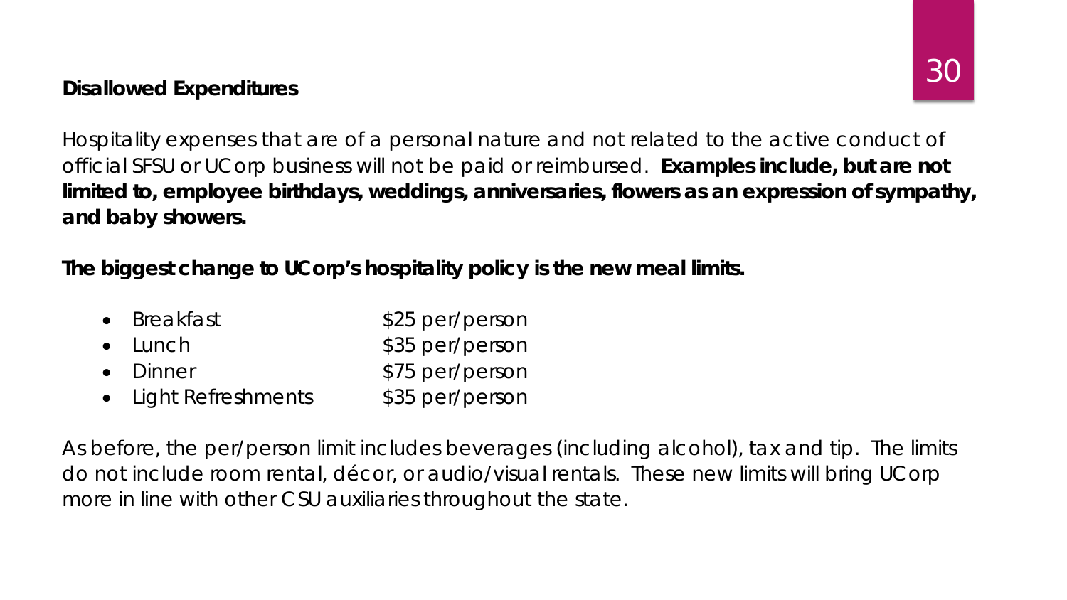## Disallowed Expenditures

Hospitality expenses that are of a personal nature and not related to the active conduct of official SFSU or UCorp business will not be paid or reimbursed. **Examples include, but are not limited to, employee birthdays, weddings, anniversaries, flowers as an expression of sympathy, and baby showers.**

**The biggest change to UCorp's hospitality policy is the new meal limits.**

- Breakfast $25 per/person
- Lunch $35 per/person
- Dinner $75 per/person
- Light Refreshments $35 per/person

As before, the per/person limit includes beverages (including alcohol), tax and tip. The limits do not include room rental, décor, or audio/visual rentals. These new limits will bring UCorp more in line with other CSU auxiliaries throughout the state.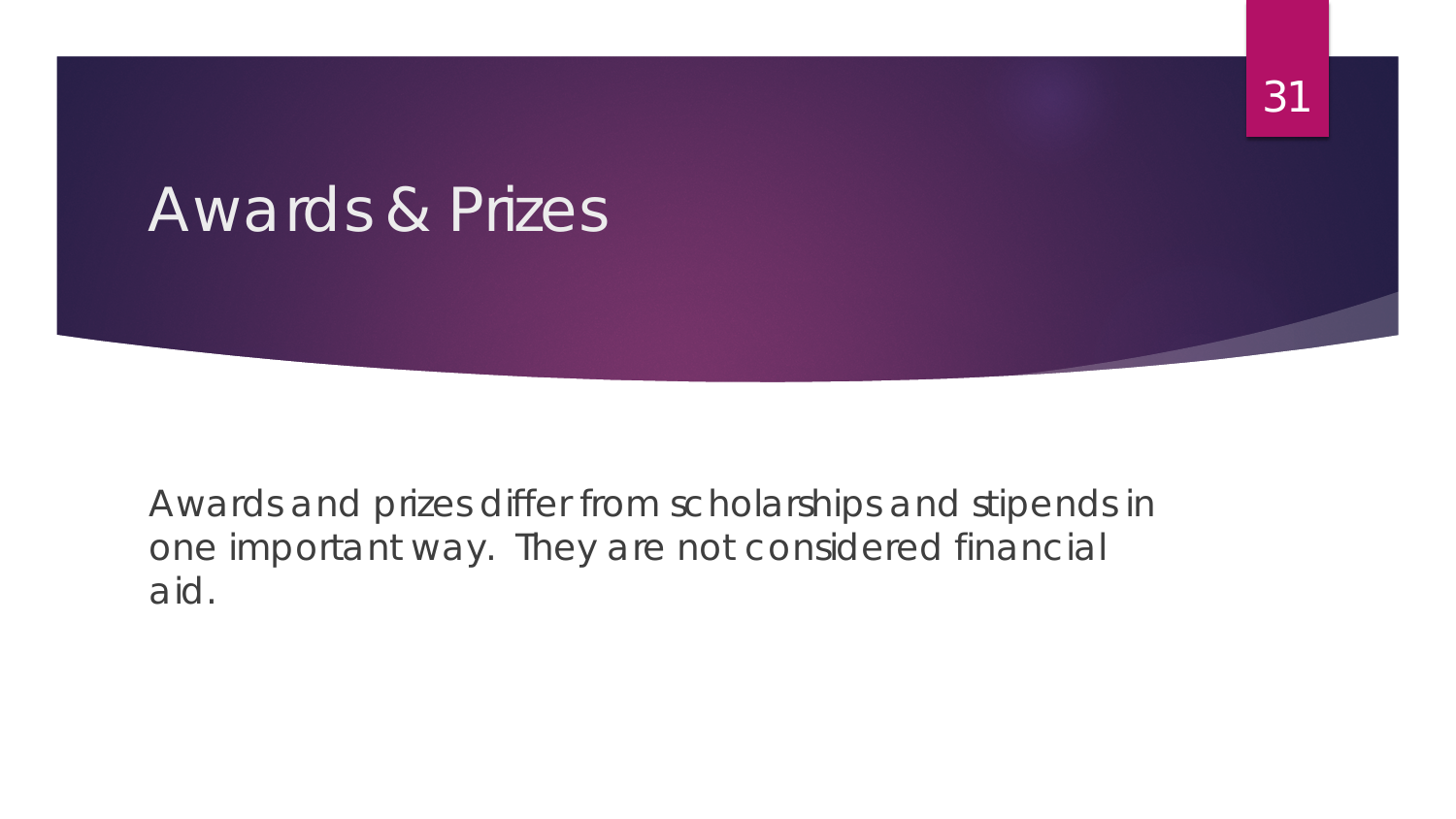# Awards & Prizes

Awards and prizes differ from scholarships and stipends in one important way. They are not considered financial aid.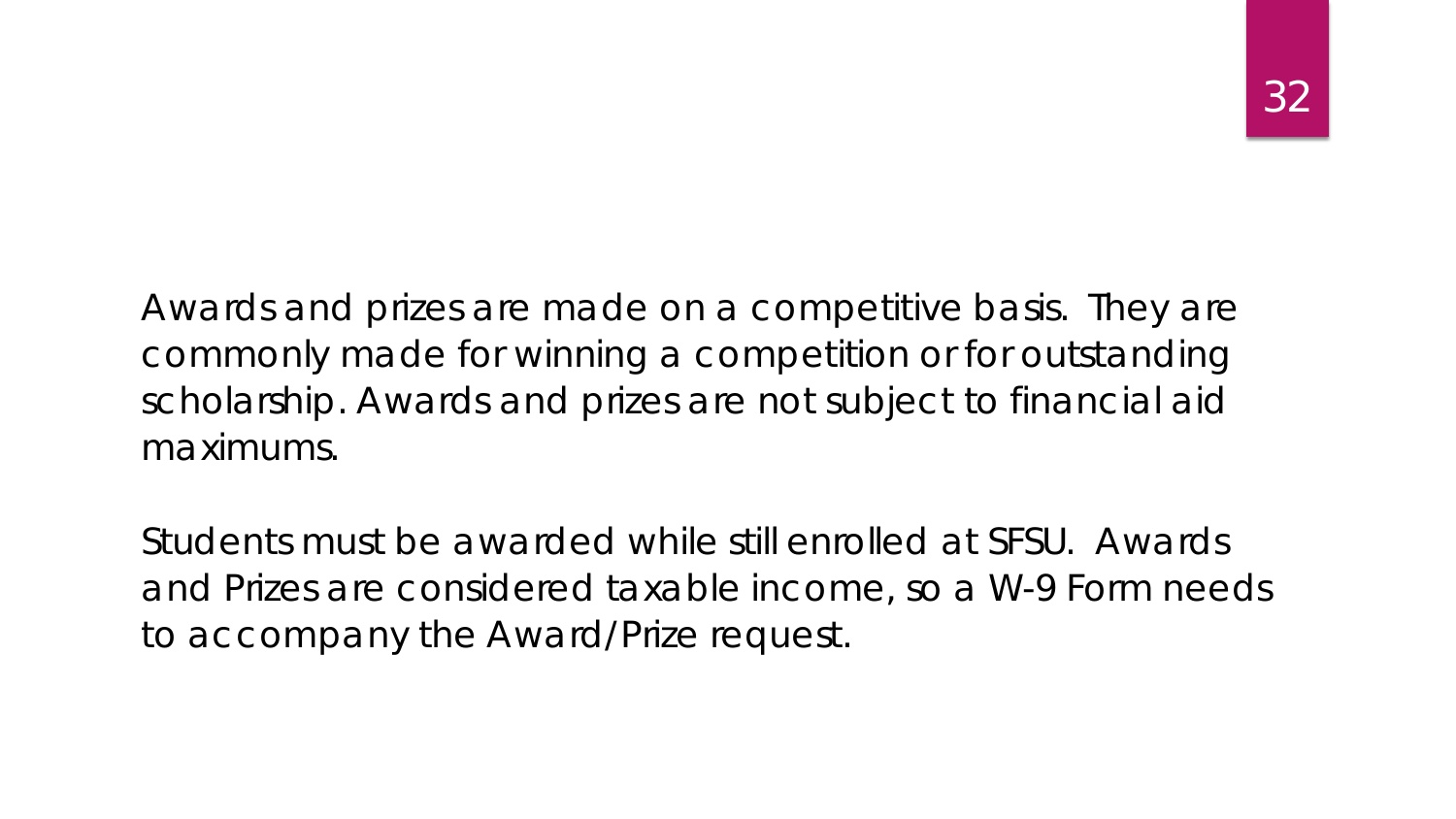Awards and prizes are made on a competitive basis. They are commonly made for winning a competition or for outstanding scholarship. Awards and prizes are not subject to financial aid maximums.

Students must be awarded while still enrolled at SFSU. Awards and Prizes are considered taxable income, so a W-9 Form needs to accompany the Award/Prize request.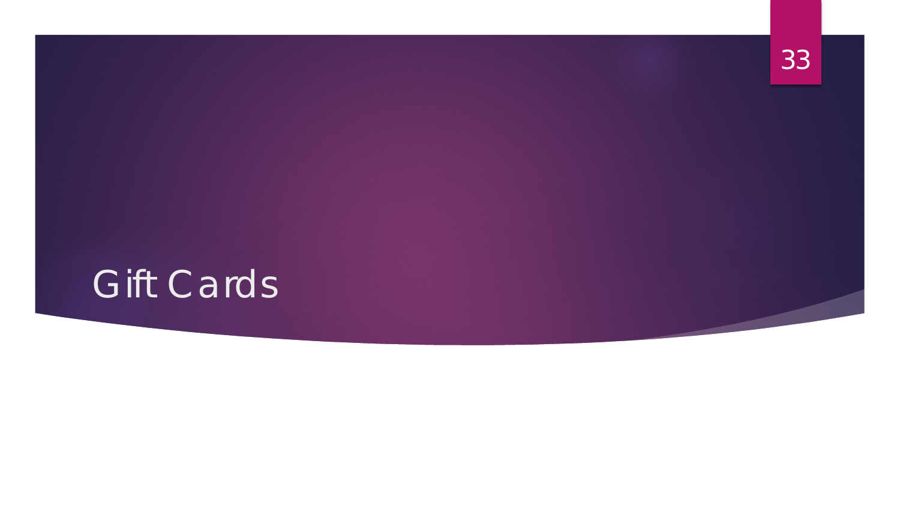# Gift Cards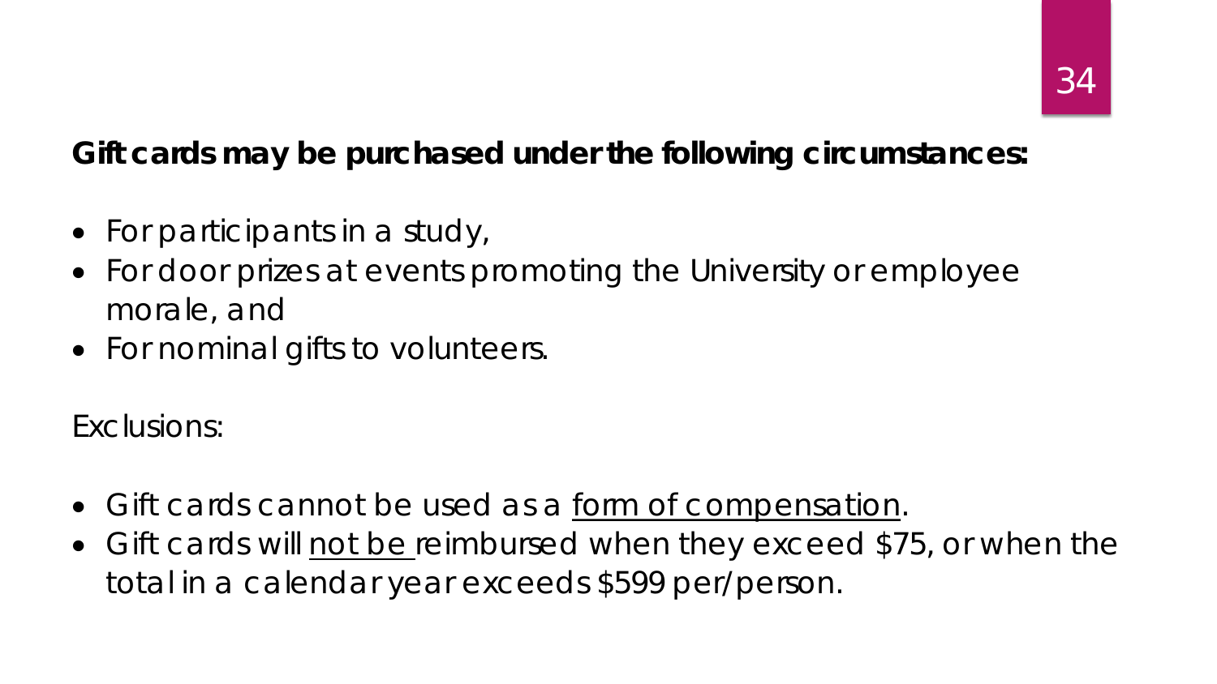**Gift cards may be purchased under the following circumstances:**

- For participants in a study,
- For door prizes at events promoting the University or employee morale, and
- For nominal gifts to volunteers.

Exclusions:

- Gift cards cannot be used as a <u>form of compensation</u>.
- Gift cards will <u>not be</u> reimbursed when they exceed $75, or when the total in a calendar year exceeds $599 per/person.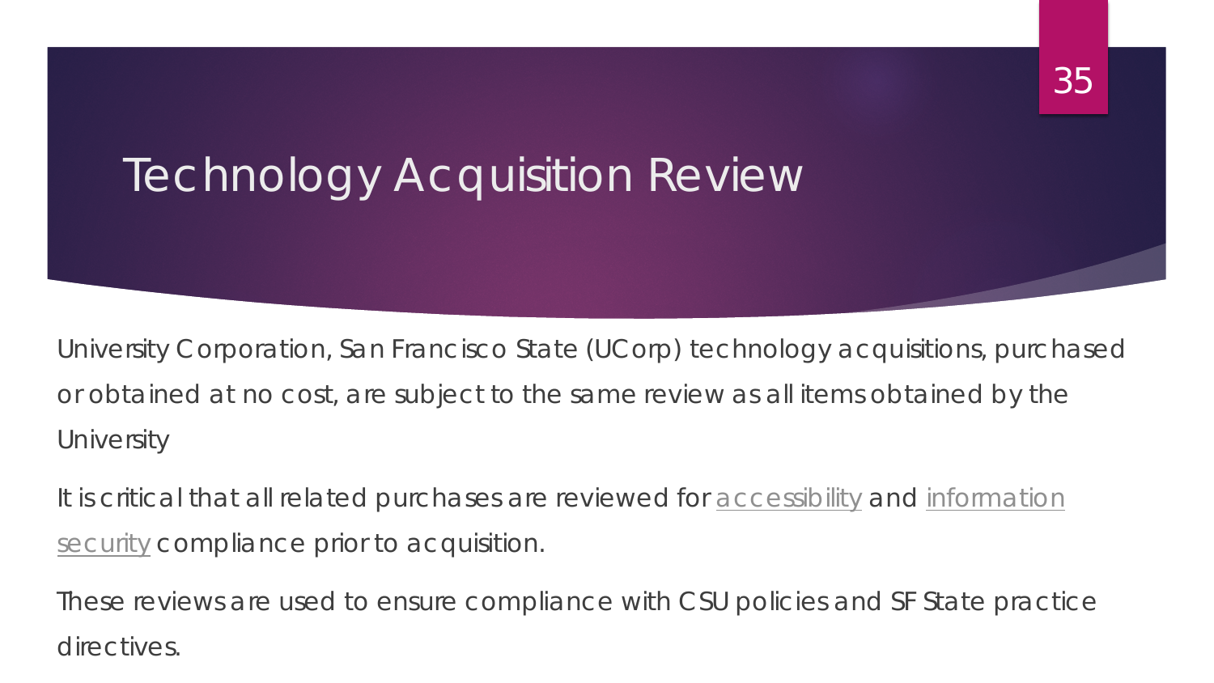# Technology Acquisition Review

University Corporation, San Francisco State (UCorp) technology acquisitions, purchased or obtained at no cost, are subject to the same review as all items obtained by the University

It is critical that all related purchases are reviewed for accessibility and information security compliance prior to acquisition.

These reviews are used to ensure compliance with CSU policies and SF State practice directives.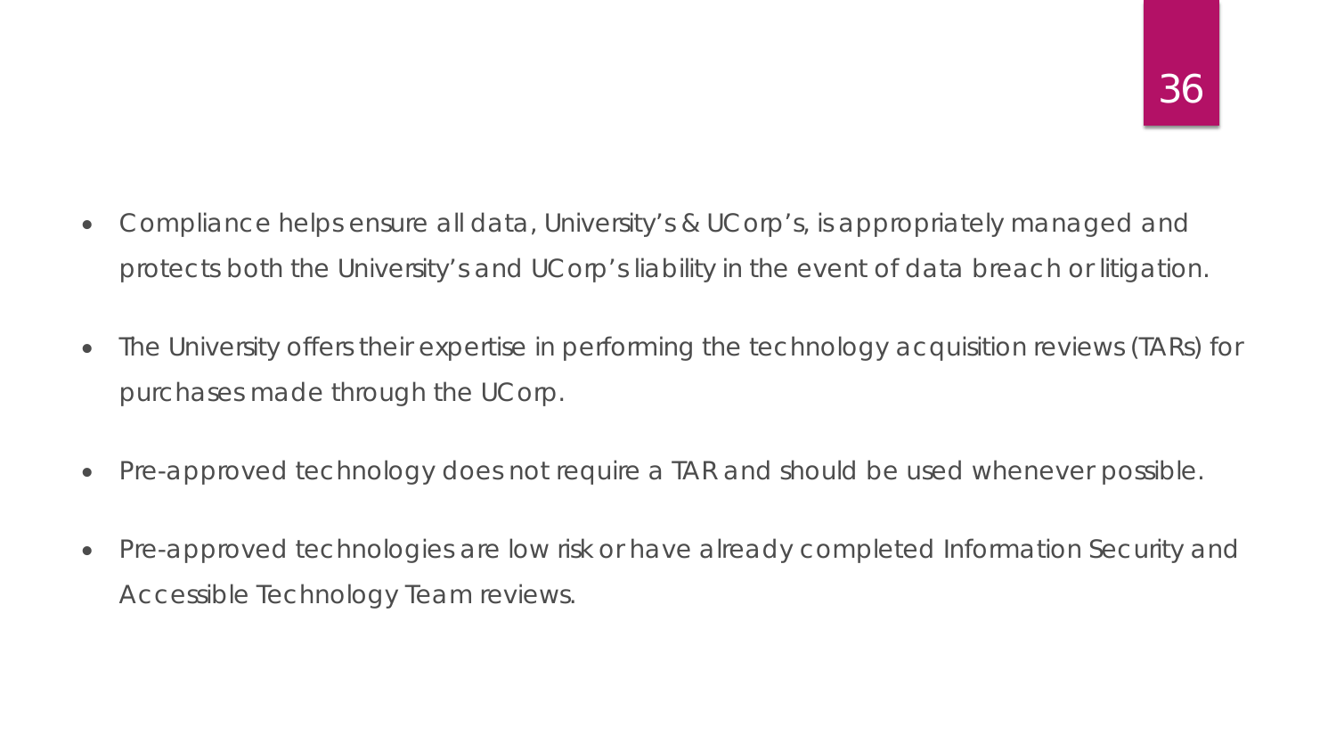- Compliance helps ensure all data, University's & UCorp's, is appropriately managed and protects both the University's and UCorp's liability in the event of data breach or litigation.
- The University offers their expertise in performing the technology acquisition reviews (TARs) for purchases made through the UCorp.
- Pre-approved technology does not require a TAR and should be used whenever possible.
- Pre-approved technologies are low risk or have already completed Information Security and Accessible Technology Team reviews.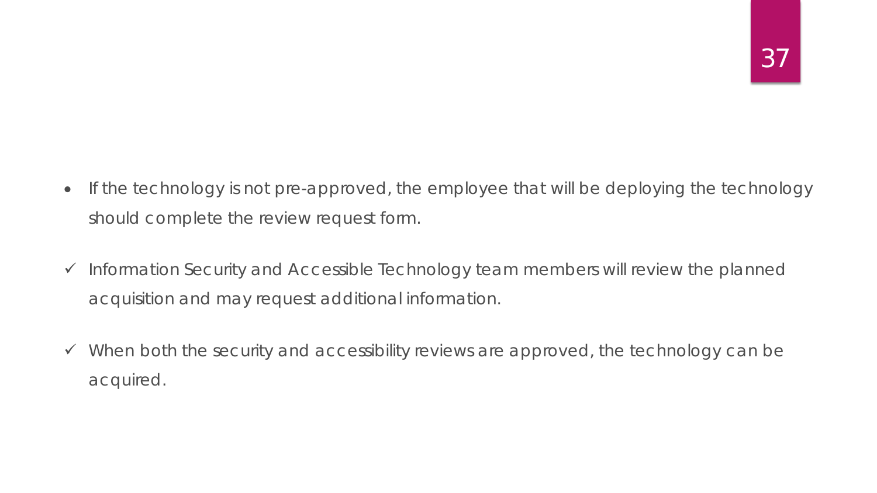- If the technology is not pre-approved, the employee that will be deploying the technology should complete the review request form.

- ✓ Information Security and Accessible Technology team members will review the planned acquisition and may request additional information.
- ✓ When both the security and accessibility reviews are approved, the technology can be acquired.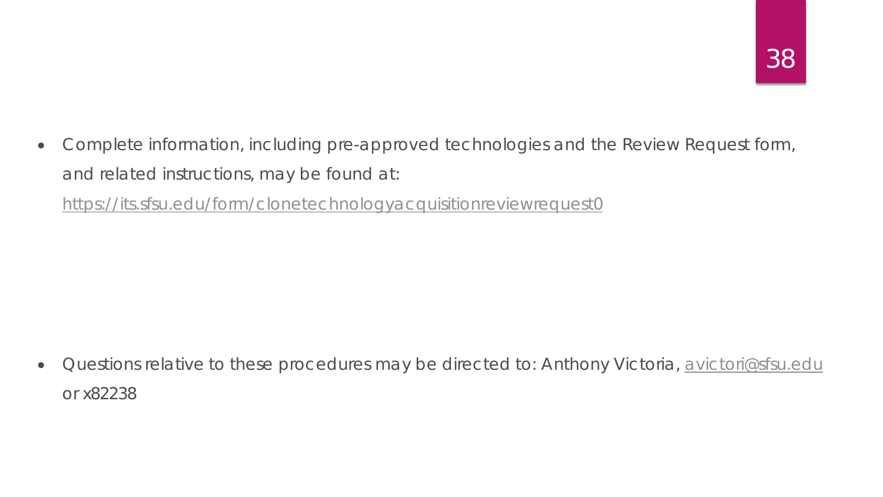- Complete information, including pre-approved technologies and the Review Request form, and related instructions, may be found at: https://its.sfsu.edu/form/clonetechnologyacquisitionreviewrequest0

- Questions relative to these procedures may be directed to: Anthony Victoria, avictori@sfsu.edu or x82238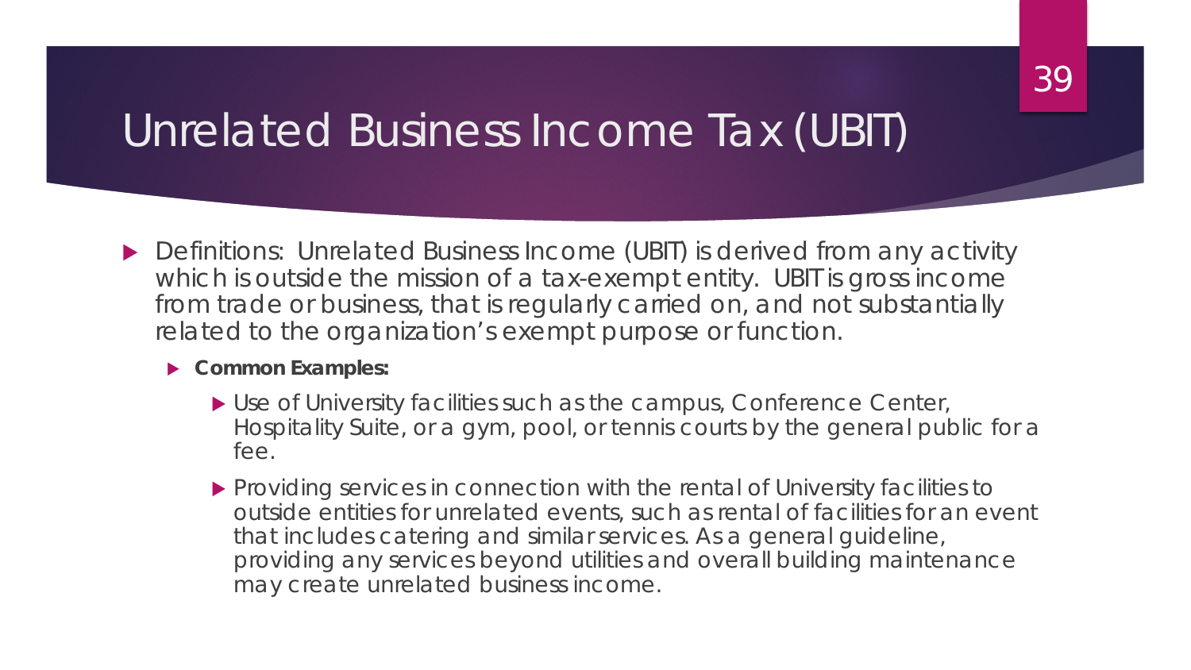# Unrelated Business Income Tax (UBIT)

- Definitions: Unrelated Business Income (UBIT) is derived from any activity which is outside the mission of a tax-exempt entity. UBIT is gross income from trade or business, that is regularly carried on, and not substantially related to the organization's exempt purpose or function.
  - **Common Examples:**
    - Use of University facilities such as the campus, Conference Center, Hospitality Suite, or a gym, pool, or tennis courts by the general public for a fee.
    - Providing services in connection with the rental of University facilities to outside entities for unrelated events, such as rental of facilities for an event that includes catering and similar services. As a general guideline, providing any services beyond utilities and overall building maintenance may create unrelated business income.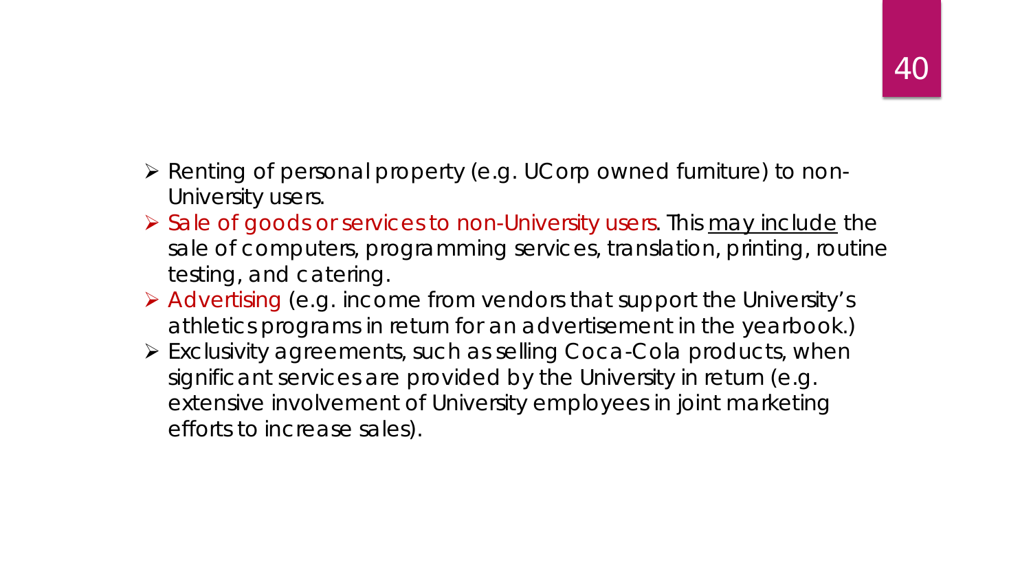- Renting of personal property (e.g. UCorp owned furniture) to non-University users.
- Sale of goods or services to non-University users. This <u>may include</u> the sale of computers, programming services, translation, printing, routine testing, and catering.
- Advertising (e.g. income from vendors that support the University's athletics programs in return for an advertisement in the yearbook.)
- Exclusivity agreements, such as selling Coca-Cola products, when significant services are provided by the University in return (e.g. extensive involvement of University employees in joint marketing efforts to increase sales).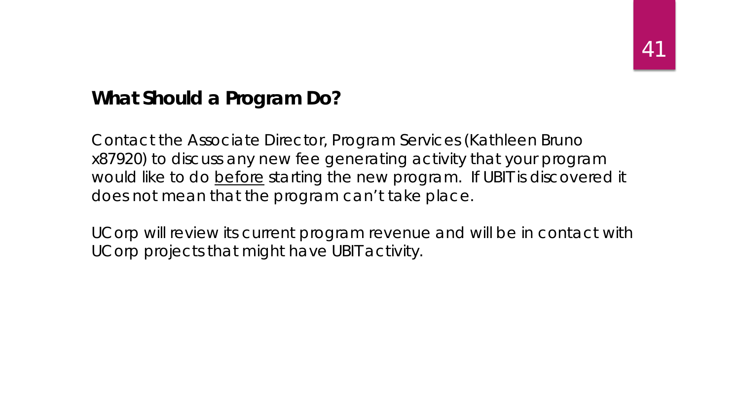## What Should a Program Do?

Contact the Associate Director, Program Services (Kathleen Bruno x87920) to discuss any new fee generating activity that your program would like to do before starting the new program. If UBIT is discovered it does not mean that the program can't take place.

UCorp will review its current program revenue and will be in contact with UCorp projects that might have UBIT activity.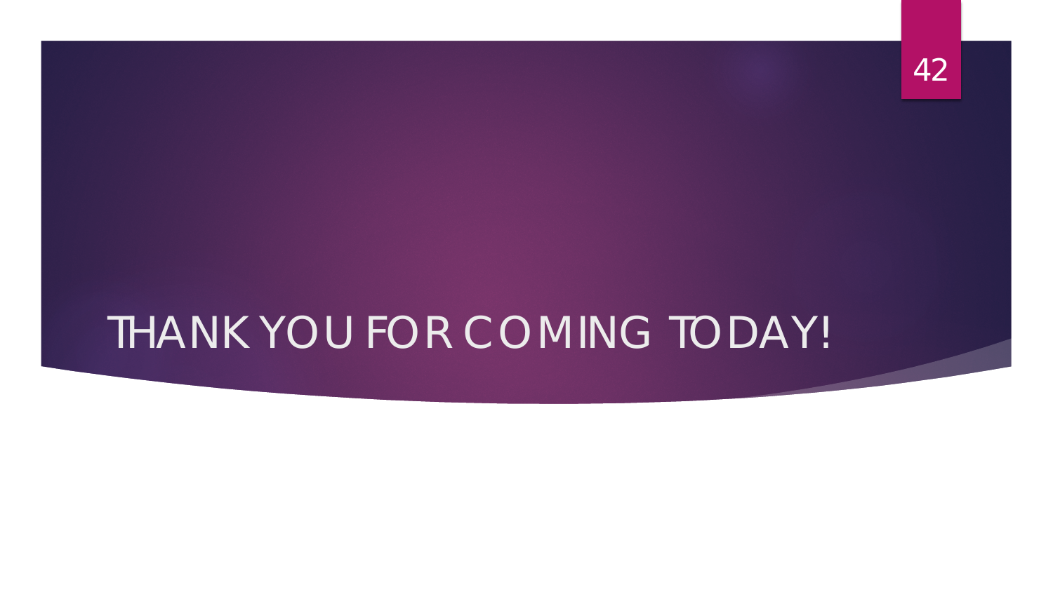# THANK YOU FOR COMING TODAY!